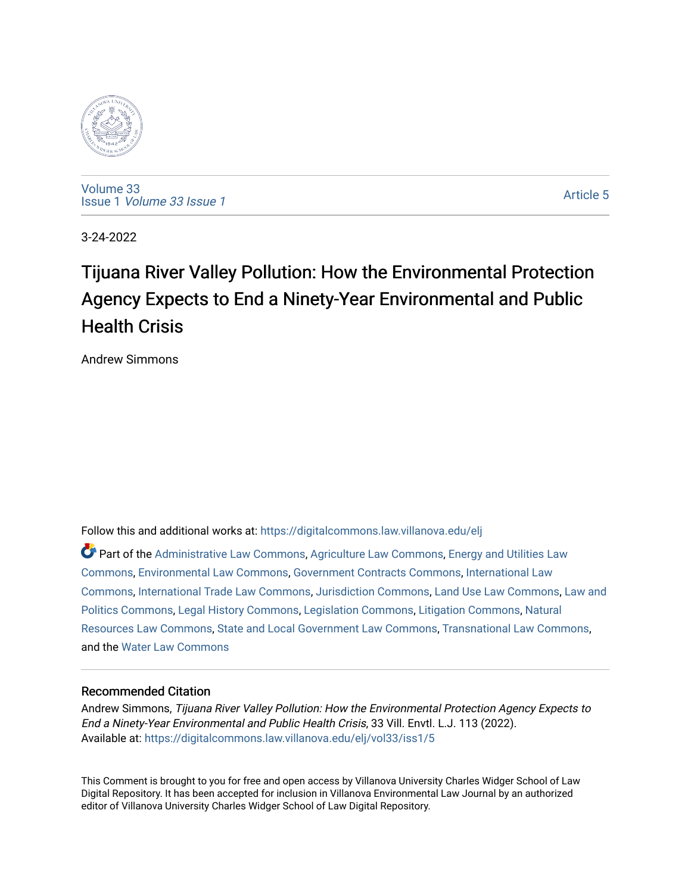Volume 33
Issue 1 *Volume 33 Issue 1*

Article 5

3-24-2022

# Tijuana River Valley Pollution: How the Environmental Protection Agency Expects to End a Ninety-Year Environmental and Public Health Crisis

Andrew Simmons

Follow this and additional works at: https://digitalcommons.law.villanova.edu/elj

Part of the Administrative Law Commons, Agriculture Law Commons, Energy and Utilities Law Commons, Environmental Law Commons, Government Contracts Commons, International Law Commons, International Trade Law Commons, Jurisdiction Commons, Land Use Law Commons, Law and Politics Commons, Legal History Commons, Legislation Commons, Litigation Commons, Natural Resources Law Commons, State and Local Government Law Commons, Transnational Law Commons, and the Water Law Commons

## Recommended Citation

Andrew Simmons, *Tijuana River Valley Pollution: How the Environmental Protection Agency Expects to End a Ninety-Year Environmental and Public Health Crisis*, 33 Vill. Envtl. L.J. 113 (2022).
Available at: https://digitalcommons.law.villanova.edu/elj/vol33/iss1/5

This Comment is brought to you for free and open access by Villanova University Charles Widger School of Law Digital Repository. It has been accepted for inclusion in Villanova Environmental Law Journal by an authorized editor of Villanova University Charles Widger School of Law Digital Repository.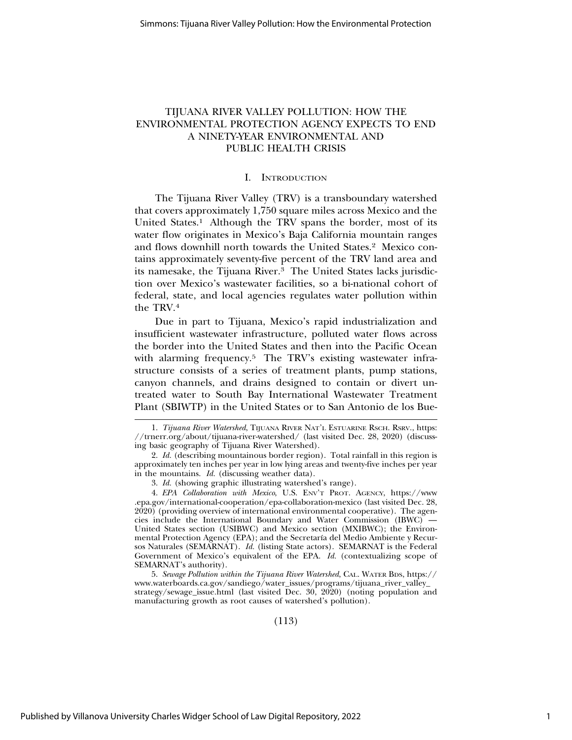# TIJUANA RIVER VALLEY POLLUTION: HOW THE ENVIRONMENTAL PROTECTION AGENCY EXPECTS TO END A NINETY-YEAR ENVIRONMENTAL AND PUBLIC HEALTH CRISIS

## I. Introduction

The Tijuana River Valley (TRV) is a transboundary watershed that covers approximately 1,750 square miles across Mexico and the United States.[1] Although the TRV spans the border, most of its water flow originates in Mexico's Baja California mountain ranges and flows downhill north towards the United States.[2] Mexico contains approximately seventy-five percent of the TRV land area and its namesake, the Tijuana River.[3] The United States lacks jurisdiction over Mexico's wastewater facilities, so a bi-national cohort of federal, state, and local agencies regulates water pollution within the TRV.[4]

Due in part to Tijuana, Mexico's rapid industrialization and insufficient wastewater infrastructure, polluted water flows across the border into the United States and then into the Pacific Ocean with alarming frequency.[5] The TRV's existing wastewater infrastructure consists of a series of treatment plants, pump stations, canyon channels, and drains designed to contain or divert untreated water to South Bay International Wastewater Treatment Plant (SBIWTP) in the United States or to San Antonio de los Bue-

---

1. *Tijuana River Watershed*, Tijuana River Nat'l Estuarine Rsch. Rsrv., https://trnerr.org/about/tijuana-river-watershed/ (last visited Dec. 28, 2020) (discussing basic geography of Tijuana River Watershed).

2. *Id.* (describing mountainous border region). Total rainfall in this region is approximately ten inches per year in low lying areas and twenty-five inches per year in the mountains. *Id.* (discussing weather data).

3. *Id.* (showing graphic illustrating watershed's range).

4. *EPA Collaboration with Mexico*, U.S. Env't Prot. Agency, https://www.epa.gov/international-cooperation/epa-collaboration-mexico (last visited Dec. 28, 2020) (providing overview of international environmental cooperative). The agencies include the International Boundary and Water Commission (IBWC) — United States section (USIBWC) and Mexico section (MXIBWC); the Environmental Protection Agency (EPA); and the Secretaría del Medio Ambiente y Recursos Naturales (SEMARNAT). *Id.* (listing State actors). SEMARNAT is the Federal Government of Mexico's equivalent of the EPA. *Id.* (contextualizing scope of SEMARNAT's authority).

5. *Sewage Pollution within the Tijuana River Watershed*, Cal. Water Bds, https://www.waterboards.ca.gov/sandiego/water_issues/programs/tijuana_river_valley_strategy/sewage_issue.html (last visited Dec. 30, 2020) (noting population and manufacturing growth as root causes of watershed's pollution).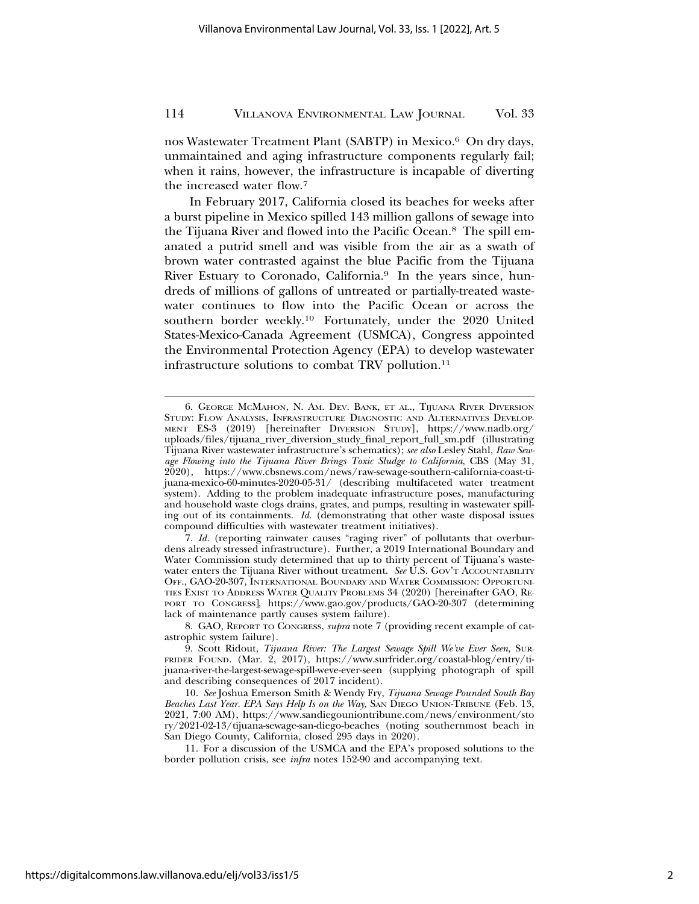nos Wastewater Treatment Plant (SABTP) in Mexico.[6] On dry days, unmaintained and aging infrastructure components regularly fail; when it rains, however, the infrastructure is incapable of diverting the increased water flow.[7]

In February 2017, California closed its beaches for weeks after a burst pipeline in Mexico spilled 143 million gallons of sewage into the Tijuana River and flowed into the Pacific Ocean.[8] The spill emanated a putrid smell and was visible from the air as a swath of brown water contrasted against the blue Pacific from the Tijuana River Estuary to Coronado, California.[9] In the years since, hundreds of millions of gallons of untreated or partially-treated wastewater continues to flow into the Pacific Ocean or across the southern border weekly.[10] Fortunately, under the 2020 United States-Mexico-Canada Agreement (USMCA), Congress appointed the Environmental Protection Agency (EPA) to develop wastewater infrastructure solutions to combat TRV pollution.[11]

---

6. George McMahon, N. Am. Dev. Bank, et al., Tijuana River Diversion Study: Flow Analysis, Infrastructure Diagnostic and Alternatives Development ES-3 (2019) [hereinafter Diversion Study], https://www.nadb.org/uploads/files/tijuana_river_diversion_study_final_report_full_sm.pdf (illustrating Tijuana River wastewater infrastructure's schematics); *see also* Lesley Stahl, *Raw Sewage Flowing into the Tijuana River Brings Toxic Sludge to California*, CBS (May 31, 2020), https://www.cbsnews.com/news/raw-sewage-southern-california-coast-tijuana-mexico-60-minutes-2020-05-31/ (describing multifaceted water treatment system). Adding to the problem inadequate infrastructure poses, manufacturing and household waste clogs drains, grates, and pumps, resulting in wastewater spilling out of its containments. *Id.* (demonstrating that other waste disposal issues compound difficulties with wastewater treatment initiatives).

7. *Id.* (reporting rainwater causes "raging river" of pollutants that overburdens already stressed infrastructure). Further, a 2019 International Boundary and Water Commission study determined that up to thirty percent of Tijuana's wastewater enters the Tijuana River without treatment. *See* U.S. Gov't Accountability Off., GAO-20-307, International Boundary and Water Commission: Opportunities Exist to Address Water Quality Problems 34 (2020) [hereinafter GAO, Report to Congress], https://www.gao.gov/products/GAO-20-307 (determining lack of maintenance partly causes system failure).

8. GAO, Report to Congress, *supra* note 7 (providing recent example of catastrophic system failure).

9. Scott Ridout, *Tijuana River: The Largest Sewage Spill We've Ever Seen*, Surfrider Found. (Mar. 2, 2017), https://www.surfrider.org/coastal-blog/entry/tijuana-river-the-largest-sewage-spill-weve-ever-seen (supplying photograph of spill and describing consequences of 2017 incident).

10. *See* Joshua Emerson Smith & Wendy Fry, *Tijuana Sewage Pounded South Bay Beaches Last Year. EPA Says Help Is on the Way*, San Diego Union-Tribune (Feb. 13, 2021, 7:00 AM), https://www.sandiegouniontribune.com/news/environment/story/2021-02-13/tijuana-sewage-san-diego-beaches (noting southernmost beach in San Diego County, California, closed 295 days in 2020).

11. For a discussion of the USMCA and the EPA's proposed solutions to the border pollution crisis, see *infra* notes 152-90 and accompanying text.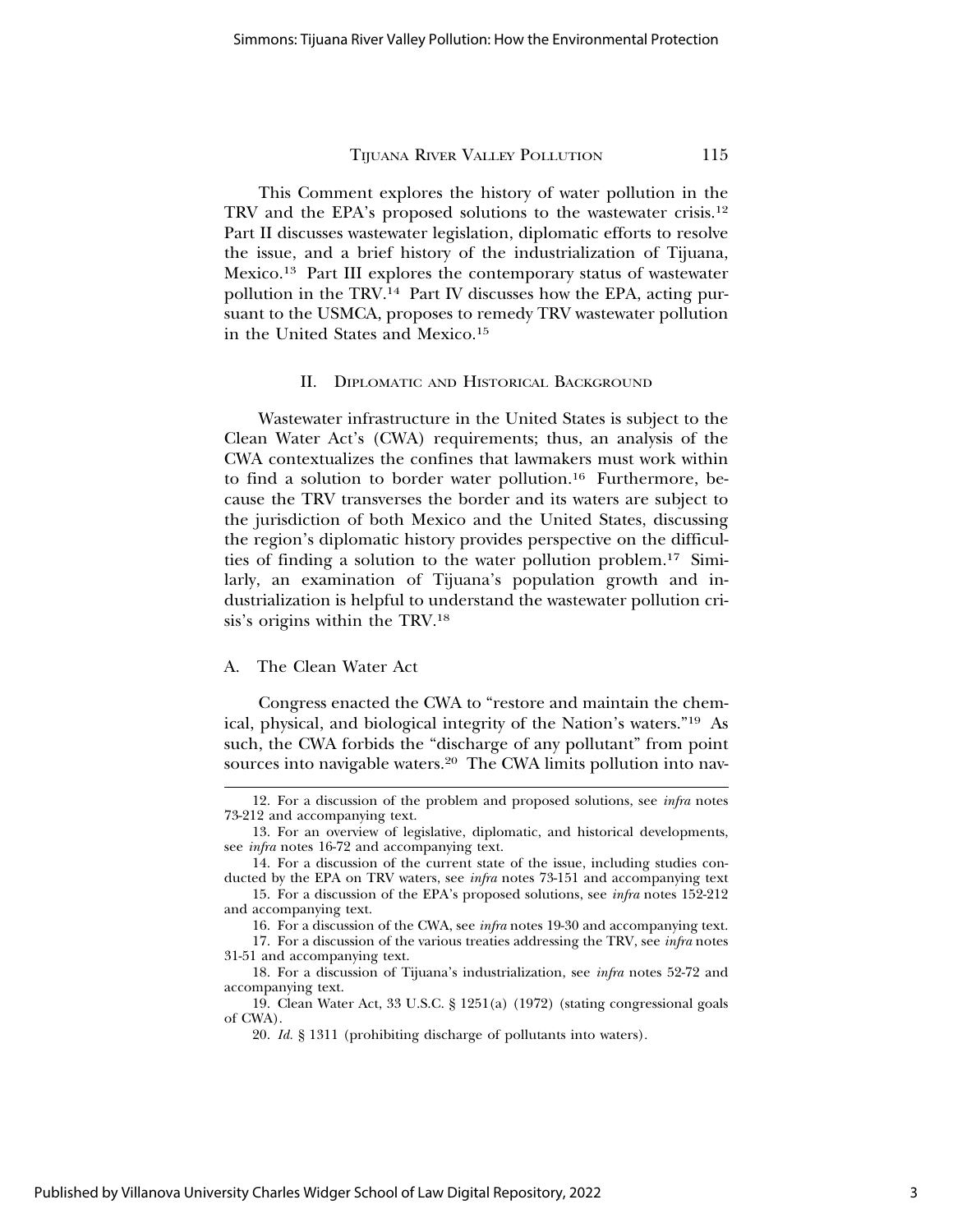This Comment explores the history of water pollution in the TRV and the EPA's proposed solutions to the wastewater crisis.[12] Part II discusses wastewater legislation, diplomatic efforts to resolve the issue, and a brief history of the industrialization of Tijuana, Mexico.[13] Part III explores the contemporary status of wastewater pollution in the TRV.[14] Part IV discusses how the EPA, acting pursuant to the USMCA, proposes to remedy TRV wastewater pollution in the United States and Mexico.[15]

## II. Diplomatic and Historical Background

Wastewater infrastructure in the United States is subject to the Clean Water Act's (CWA) requirements; thus, an analysis of the CWA contextualizes the confines that lawmakers must work within to find a solution to border water pollution.[16] Furthermore, because the TRV transverses the border and its waters are subject to the jurisdiction of both Mexico and the United States, discussing the region's diplomatic history provides perspective on the difficulties of finding a solution to the water pollution problem.[17] Similarly, an examination of Tijuana's population growth and industrialization is helpful to understand the wastewater pollution crisis's origins within the TRV.[18]

### A. The Clean Water Act

Congress enacted the CWA to "restore and maintain the chemical, physical, and biological integrity of the Nation's waters."[19] As such, the CWA forbids the "discharge of any pollutant" from point sources into navigable waters.[20] The CWA limits pollution into nav-

---

12. For a discussion of the problem and proposed solutions, see *infra* notes 73-212 and accompanying text.

13. For an overview of legislative, diplomatic, and historical developments, see *infra* notes 16-72 and accompanying text.

14. For a discussion of the current state of the issue, including studies conducted by the EPA on TRV waters, see *infra* notes 73-151 and accompanying text

15. For a discussion of the EPA's proposed solutions, see *infra* notes 152-212 and accompanying text.

16. For a discussion of the CWA, see *infra* notes 19-30 and accompanying text.

17. For a discussion of the various treaties addressing the TRV, see *infra* notes 31-51 and accompanying text.

18. For a discussion of Tijuana's industrialization, see *infra* notes 52-72 and accompanying text.

19. Clean Water Act, 33 U.S.C. § 1251(a) (1972) (stating congressional goals of CWA).

20. *Id.* § 1311 (prohibiting discharge of pollutants into waters).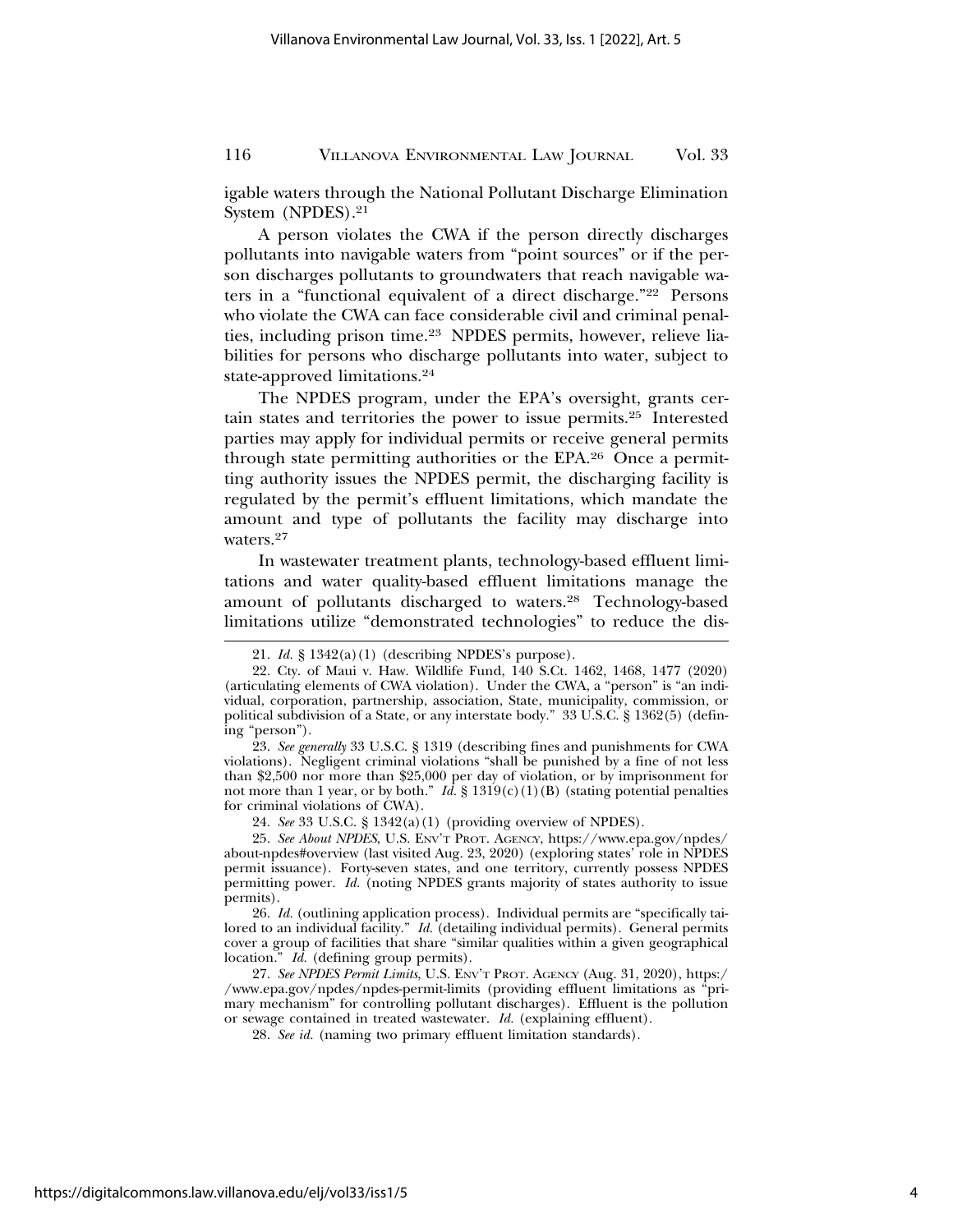igable waters through the National Pollutant Discharge Elimination System (NPDES).[21]

A person violates the CWA if the person directly discharges pollutants into navigable waters from "point sources" or if the person discharges pollutants to groundwaters that reach navigable waters in a "functional equivalent of a direct discharge."[22] Persons who violate the CWA can face considerable civil and criminal penalties, including prison time.[23] NPDES permits, however, relieve liabilities for persons who discharge pollutants into water, subject to state-approved limitations.[24]

The NPDES program, under the EPA's oversight, grants certain states and territories the power to issue permits.[25] Interested parties may apply for individual permits or receive general permits through state permitting authorities or the EPA.[26] Once a permitting authority issues the NPDES permit, the discharging facility is regulated by the permit's effluent limitations, which mandate the amount and type of pollutants the facility may discharge into waters.[27]

In wastewater treatment plants, technology-based effluent limitations and water quality-based effluent limitations manage the amount of pollutants discharged to waters.[28] Technology-based limitations utilize "demonstrated technologies" to reduce the dis-

---

21. *Id.* § 1342(a)(1) (describing NPDES's purpose).

22. Cty. of Maui v. Haw. Wildlife Fund, 140 S.Ct. 1462, 1468, 1477 (2020) (articulating elements of CWA violation). Under the CWA, a "person" is "an individual, corporation, partnership, association, State, municipality, commission, or political subdivision of a State, or any interstate body." 33 U.S.C. § 1362(5) (defining "person").

23. *See generally* 33 U.S.C. § 1319 (describing fines and punishments for CWA violations). Negligent criminal violations "shall be punished by a fine of not less than $2,500 nor more than $25,000 per day of violation, or by imprisonment for not more than 1 year, or by both." *Id.* § 1319(c)(1)(B) (stating potential penalties for criminal violations of CWA).

24. *See* 33 U.S.C. § 1342(a)(1) (providing overview of NPDES).

25. *See About NPDES*, U.S. ENV'T PROT. AGENCY, https://www.epa.gov/npdes/about-npdes#overview (last visited Aug. 23, 2020) (exploring states' role in NPDES permit issuance). Forty-seven states, and one territory, currently possess NPDES permitting power. *Id.* (noting NPDES grants majority of states authority to issue permits).

26. *Id.* (outlining application process). Individual permits are "specifically tailored to an individual facility." *Id.* (detailing individual permits). General permits cover a group of facilities that share "similar qualities within a given geographical location." *Id.* (defining group permits).

27. *See NPDES Permit Limits*, U.S. ENV'T PROT. AGENCY (Aug. 31, 2020), https://www.epa.gov/npdes/npdes-permit-limits (providing effluent limitations as "primary mechanism" for controlling pollutant discharges). Effluent is the pollution or sewage contained in treated wastewater. *Id.* (explaining effluent).

28. *See id.* (naming two primary effluent limitation standards).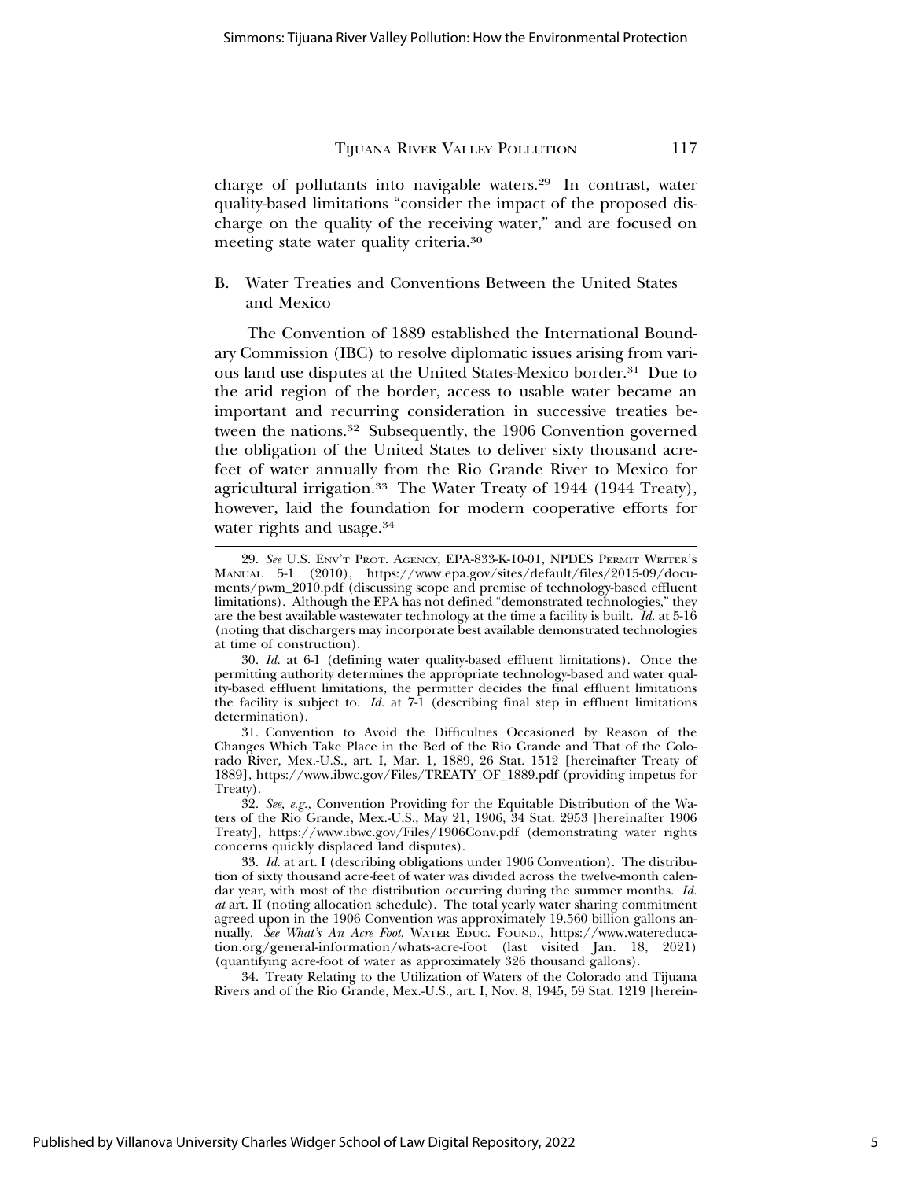charge of pollutants into navigable waters.[29] In contrast, water quality-based limitations "consider the impact of the proposed discharge on the quality of the receiving water," and are focused on meeting state water quality criteria.[30]

### B. Water Treaties and Conventions Between the United States and Mexico

The Convention of 1889 established the International Boundary Commission (IBC) to resolve diplomatic issues arising from various land use disputes at the United States-Mexico border.[31] Due to the arid region of the border, access to usable water became an important and recurring consideration in successive treaties between the nations.[32] Subsequently, the 1906 Convention governed the obligation of the United States to deliver sixty thousand acre-feet of water annually from the Rio Grande River to Mexico for agricultural irrigation.[33] The Water Treaty of 1944 (1944 Treaty), however, laid the foundation for modern cooperative efforts for water rights and usage.[34]

---

29. *See* U.S. ENV'T PROT. AGENCY, EPA-833-K-10-01, NPDES PERMIT WRITER'S MANUAL 5-1 (2010), https://www.epa.gov/sites/default/files/2015-09/documents/pwm_2010.pdf (discussing scope and premise of technology-based effluent limitations). Although the EPA has not defined "demonstrated technologies," they are the best available wastewater technology at the time a facility is built. *Id.* at 5-16 (noting that dischargers may incorporate best available demonstrated technologies at time of construction).

30. *Id.* at 6-1 (defining water quality-based effluent limitations). Once the permitting authority determines the appropriate technology-based and water quality-based effluent limitations, the permitter decides the final effluent limitations the facility is subject to. *Id.* at 7-1 (describing final step in effluent limitations determination).

31. Convention to Avoid the Difficulties Occasioned by Reason of the Changes Which Take Place in the Bed of the Rio Grande and That of the Colorado River, Mex.-U.S., art. I, Mar. 1, 1889, 26 Stat. 1512 [hereinafter Treaty of 1889], https://www.ibwc.gov/Files/TREATY_OF_1889.pdf (providing impetus for Treaty).

32. *See, e.g.,* Convention Providing for the Equitable Distribution of the Waters of the Rio Grande, Mex.-U.S., May 21, 1906, 34 Stat. 2953 [hereinafter 1906 Treaty], https://www.ibwc.gov/Files/1906Conv.pdf (demonstrating water rights concerns quickly displaced land disputes).

33. *Id.* at art. I (describing obligations under 1906 Convention). The distribution of sixty thousand acre-feet of water was divided across the twelve-month calendar year, with most of the distribution occurring during the summer months. *Id. at* art. II (noting allocation schedule). The total yearly water sharing commitment agreed upon in the 1906 Convention was approximately 19.560 billion gallons annually. *See What's An Acre Foot*, WATER EDUC. FOUND., https://www.watereducation.org/general-information/whats-acre-foot (last visited Jan. 18, 2021) (quantifying acre-foot of water as approximately 326 thousand gallons).

34. Treaty Relating to the Utilization of Waters of the Colorado and Tijuana Rivers and of the Rio Grande, Mex.-U.S., art. I, Nov. 8, 1945, 59 Stat. 1219 [herein-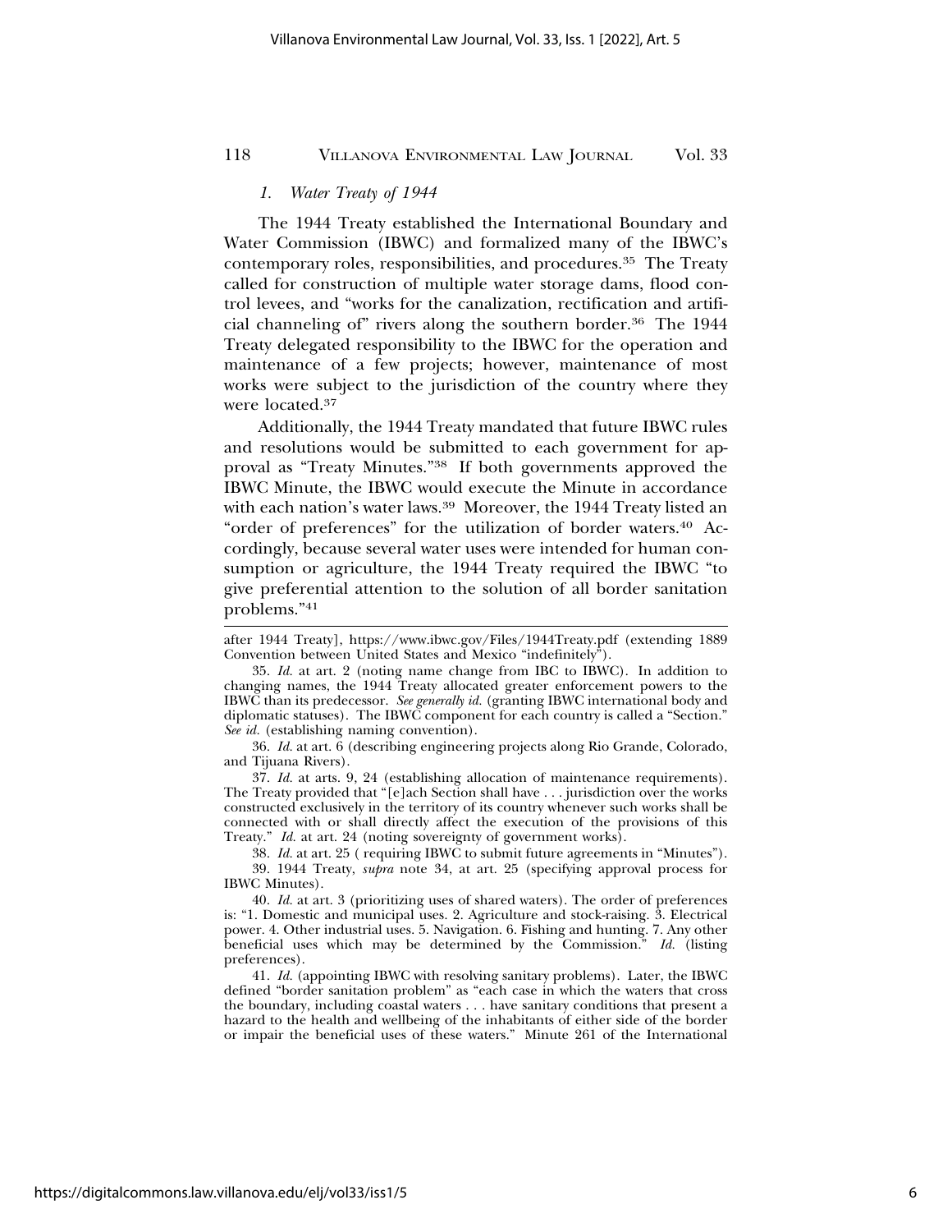### 1. *Water Treaty of 1944*

The 1944 Treaty established the International Boundary and Water Commission (IBWC) and formalized many of the IBWC's contemporary roles, responsibilities, and procedures.[35] The Treaty called for construction of multiple water storage dams, flood control levees, and "works for the canalization, rectification and artificial channeling of" rivers along the southern border.[36] The 1944 Treaty delegated responsibility to the IBWC for the operation and maintenance of a few projects; however, maintenance of most works were subject to the jurisdiction of the country where they were located.[37]

Additionally, the 1944 Treaty mandated that future IBWC rules and resolutions would be submitted to each government for approval as "Treaty Minutes."[38] If both governments approved the IBWC Minute, the IBWC would execute the Minute in accordance with each nation's water laws.[39] Moreover, the 1944 Treaty listed an "order of preferences" for the utilization of border waters.[40] Accordingly, because several water uses were intended for human consumption or agriculture, the 1944 Treaty required the IBWC "to give preferential attention to the solution of all border sanitation problems."[41]

---

after 1944 Treaty], https://www.ibwc.gov/Files/1944Treaty.pdf (extending 1889 Convention between United States and Mexico "indefinitely").

35. *Id.* at art. 2 (noting name change from IBC to IBWC). In addition to changing names, the 1944 Treaty allocated greater enforcement powers to the IBWC than its predecessor. *See generally id.* (granting IBWC international body and diplomatic statuses). The IBWC component for each country is called a "Section." *See id.* (establishing naming convention).

36. *Id.* at art. 6 (describing engineering projects along Rio Grande, Colorado, and Tijuana Rivers).

37. *Id.* at arts. 9, 24 (establishing allocation of maintenance requirements). The Treaty provided that "[e]ach Section shall have . . . jurisdiction over the works constructed exclusively in the territory of its country whenever such works shall be connected with or shall directly affect the execution of the provisions of this Treaty." *Id.* at art. 24 (noting sovereignty of government works).

38. *Id.* at art. 25 ( requiring IBWC to submit future agreements in "Minutes").

39. 1944 Treaty, *supra* note 34, at art. 25 (specifying approval process for IBWC Minutes).

40. *Id.* at art. 3 (prioritizing uses of shared waters). The order of preferences is: "1. Domestic and municipal uses. 2. Agriculture and stock-raising. 3. Electrical power. 4. Other industrial uses. 5. Navigation. 6. Fishing and hunting. 7. Any other beneficial uses which may be determined by the Commission." *Id.* (listing preferences).

41. *Id.* (appointing IBWC with resolving sanitary problems). Later, the IBWC defined "border sanitation problem" as "each case in which the waters that cross the boundary, including coastal waters . . . have sanitary conditions that present a hazard to the health and wellbeing of the inhabitants of either side of the border or impair the beneficial uses of these waters." Minute 261 of the International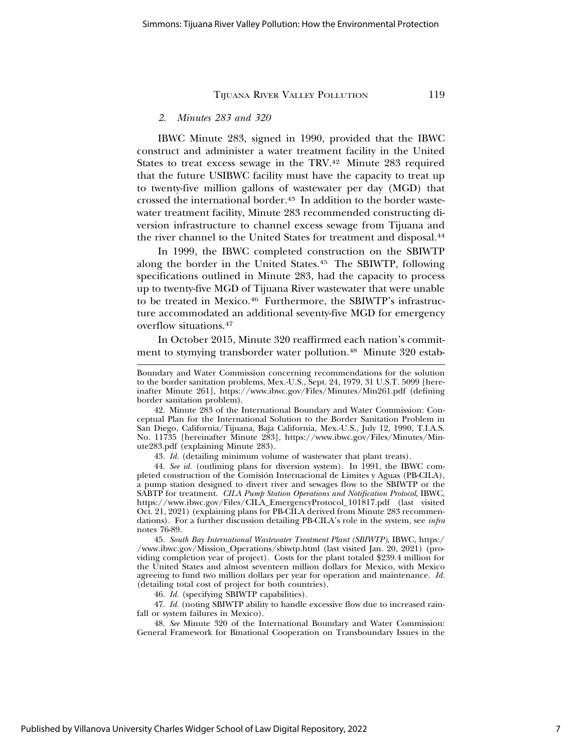### 2. *Minutes 283 and 320*

IBWC Minute 283, signed in 1990, provided that the IBWC construct and administer a water treatment facility in the United States to treat excess sewage in the TRV.[42] Minute 283 required that the future USIBWC facility must have the capacity to treat up to twenty-five million gallons of wastewater per day (MGD) that crossed the international border.[43] In addition to the border wastewater treatment facility, Minute 283 recommended constructing diversion infrastructure to channel excess sewage from Tijuana and the river channel to the United States for treatment and disposal.[44]

In 1999, the IBWC completed construction on the SBIWTP along the border in the United States.[45] The SBIWTP, following specifications outlined in Minute 283, had the capacity to process up to twenty-five MGD of Tijuana River wastewater that were unable to be treated in Mexico.[46] Furthermore, the SBIWTP's infrastructure accommodated an additional seventy-five MGD for emergency overflow situations.[47]

In October 2015, Minute 320 reaffirmed each nation's commitment to stymying transborder water pollution.[48] Minute 320 estab-

---

Boundary and Water Commission concerning recommendations for the solution to the border sanitation problems, Mex.-U.S., Sept. 24, 1979, 31 U.S.T. 5099 [hereinafter Minute 261], https://www.ibwc.gov/Files/Minutes/Min261.pdf (defining border sanitation problem).

42. Minute 283 of the International Boundary and Water Commission: Conceptual Plan for the International Solution to the Border Sanitation Problem in San Diego, California/Tijuana, Baja California, Mex.-U.S., July 12, 1990, T.I.A.S. No. 11735 [hereinafter Minute 283], https://www.ibwc.gov/Files/Minutes/Minute283.pdf (explaining Minute 283).

43. *Id.* (detailing minimum volume of wastewater that plant treats).

44. *See id.* (outlining plans for diversion system). In 1991, the IBWC completed construction of the Comisión Internacional de Limites y Aguas (PB-CILA), a pump station designed to divert river and sewages flow to the SBIWTP or the SABTP for treatment. *CILA Pump Station Operations and Notification Protocol*, IBWC, https://www.ibwc.gov/Files/CILA_EmergencyProtocol_101817.pdf (last visited Oct. 21, 2021) (explaining plans for PB-CILA derived from Minute 283 recommendations). For a further discussion detailing PB-CILA's role in the system, see *infra* notes 76-89.

45. *South Bay International Wastewater Treatment Plant (SBIWTP)*, IBWC, https://www.ibwc.gov/Mission_Operations/sbiwtp.html (last visited Jan. 20, 2021) (providing completion year of project). Costs for the plant totaled $239.4 million for the United States and almost seventeen million dollars for Mexico, with Mexico agreeing to fund two million dollars per year for operation and maintenance. *Id.* (detailing total cost of project for both countries).

46. *Id.* (specifying SBIWTP capabilities).

47. *Id.* (noting SBIWTP ability to handle excessive flow due to increased rainfall or system failures in Mexico).

48. *See* Minute 320 of the International Boundary and Water Commission: General Framework for Binational Cooperation on Transboundary Issues in the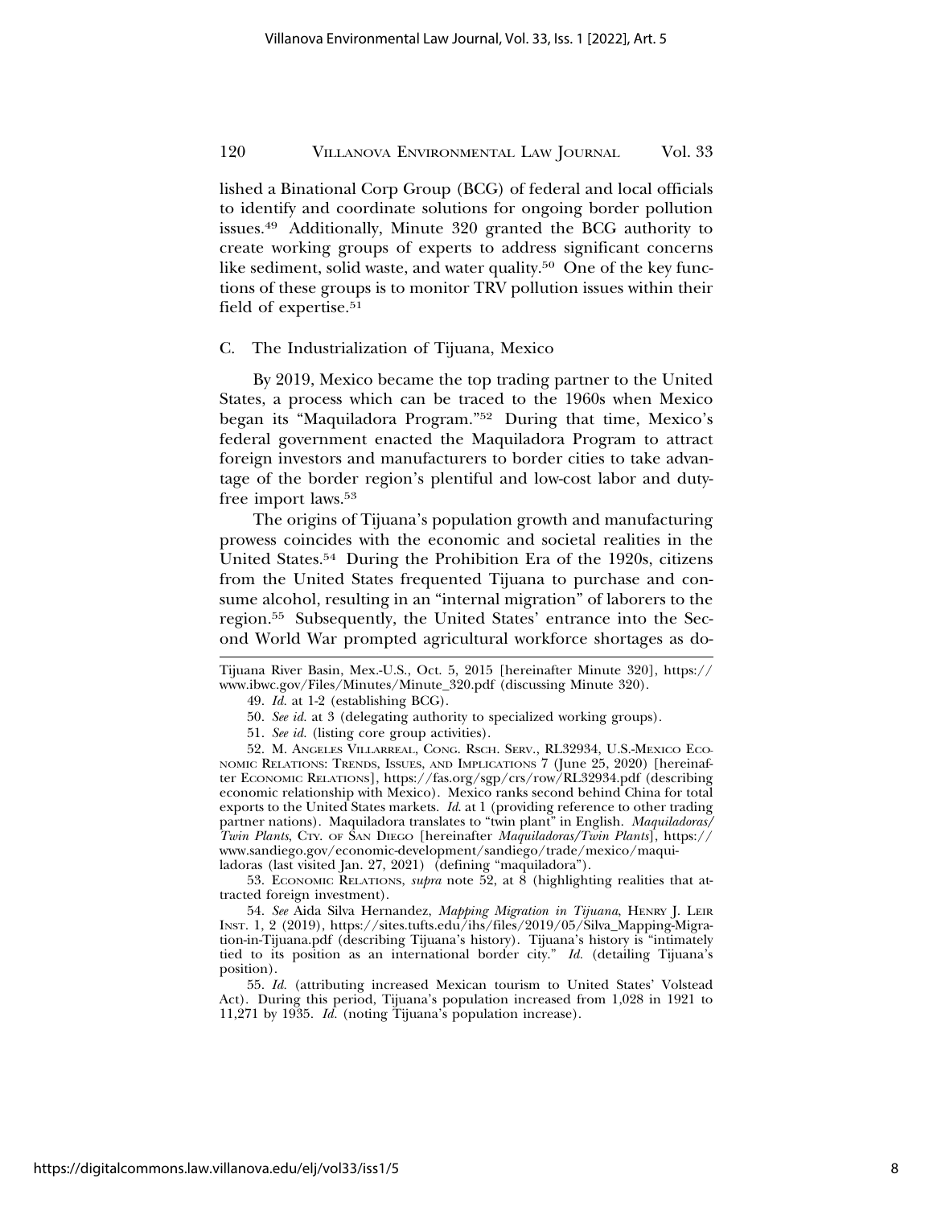lished a Binational Corp Group (BCG) of federal and local officials to identify and coordinate solutions for ongoing border pollution issues.[49] Additionally, Minute 320 granted the BCG authority to create working groups of experts to address significant concerns like sediment, solid waste, and water quality.[50] One of the key functions of these groups is to monitor TRV pollution issues within their field of expertise.[51]

### C. The Industrialization of Tijuana, Mexico

By 2019, Mexico became the top trading partner to the United States, a process which can be traced to the 1960s when Mexico began its "Maquiladora Program."[52] During that time, Mexico's federal government enacted the Maquiladora Program to attract foreign investors and manufacturers to border cities to take advantage of the border region's plentiful and low-cost labor and duty-free import laws.[53]

The origins of Tijuana's population growth and manufacturing prowess coincides with the economic and societal realities in the United States.[54] During the Prohibition Era of the 1920s, citizens from the United States frequented Tijuana to purchase and consume alcohol, resulting in an "internal migration" of laborers to the region.[55] Subsequently, the United States' entrance into the Second World War prompted agricultural workforce shortages as do-

---

Tijuana River Basin, Mex.-U.S., Oct. 5, 2015 [hereinafter Minute 320], https://www.ibwc.gov/Files/Minutes/Minute_320.pdf (discussing Minute 320).

49. *Id.* at 1-2 (establishing BCG).

50. *See id.* at 3 (delegating authority to specialized working groups).

51. *See id.* (listing core group activities).

52. M. ANGELES VILLARREAL, CONG. RSCH. SERV., RL32934, U.S.-MEXICO ECONOMIC RELATIONS: TRENDS, ISSUES, AND IMPLICATIONS 7 (June 25, 2020) [hereinafter ECONOMIC RELATIONS], https://fas.org/sgp/crs/row/RL32934.pdf (describing economic relationship with Mexico). Mexico ranks second behind China for total exports to the United States markets. *Id.* at 1 (providing reference to other trading partner nations). Maquiladora translates to "twin plant" in English. *Maquiladoras/Twin Plants*, CTY. OF SAN DIEGO [hereinafter *Maquiladoras/Twin Plants*], https://www.sandiego.gov/economic-development/sandiego/trade/mexico/maquiladoras (last visited Jan. 27, 2021) (defining "maquiladora").

53. ECONOMIC RELATIONS, *supra* note 52, at 8 (highlighting realities that attracted foreign investment).

54. *See* Aida Silva Hernandez, *Mapping Migration in Tijuana*, HENRY J. LEIR INST. 1, 2 (2019), https://sites.tufts.edu/ihs/files/2019/05/Silva_Mapping-Migration-in-Tijuana.pdf (describing Tijuana's history). Tijuana's history is "intimately tied to its position as an international border city." *Id.* (detailing Tijuana's position).

55. *Id.* (attributing increased Mexican tourism to United States' Volstead Act). During this period, Tijuana's population increased from 1,028 in 1921 to 11,271 by 1935. *Id.* (noting Tijuana's population increase).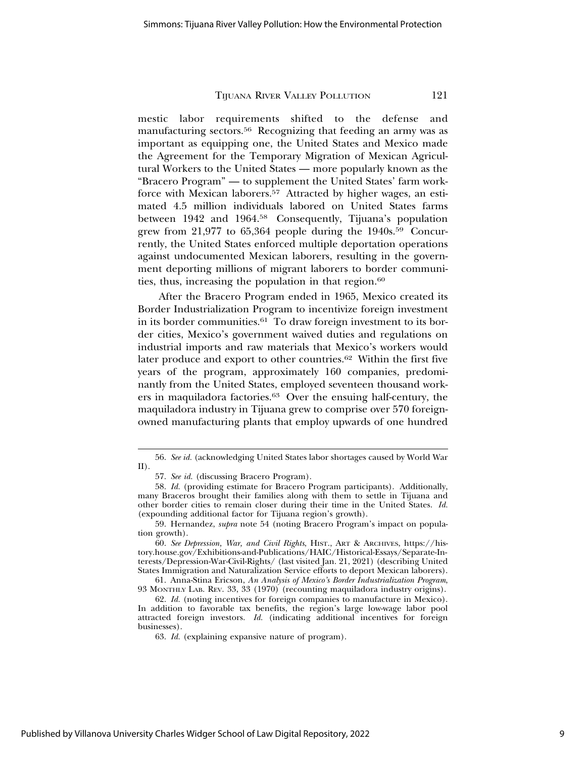mestic labor requirements shifted to the defense and manufacturing sectors.[56] Recognizing that feeding an army was as important as equipping one, the United States and Mexico made the Agreement for the Temporary Migration of Mexican Agricultural Workers to the United States — more popularly known as the "Bracero Program" — to supplement the United States' farm workforce with Mexican laborers.[57] Attracted by higher wages, an estimated 4.5 million individuals labored on United States farms between 1942 and 1964.[58] Consequently, Tijuana's population grew from 21,977 to 65,364 people during the 1940s.[59] Concurrently, the United States enforced multiple deportation operations against undocumented Mexican laborers, resulting in the government deporting millions of migrant laborers to border communities, thus, increasing the population in that region.[60]

After the Bracero Program ended in 1965, Mexico created its Border Industrialization Program to incentivize foreign investment in its border communities.[61] To draw foreign investment to its border cities, Mexico's government waived duties and regulations on industrial imports and raw materials that Mexico's workers would later produce and export to other countries.[62] Within the first five years of the program, approximately 160 companies, predominantly from the United States, employed seventeen thousand workers in maquiladora factories.[63] Over the ensuing half-century, the maquiladora industry in Tijuana grew to comprise over 570 foreign-owned manufacturing plants that employ upwards of one hundred

---

56. *See id.* (acknowledging United States labor shortages caused by World War II).

57. *See id.* (discussing Bracero Program).

58. *Id.* (providing estimate for Bracero Program participants). Additionally, many Braceros brought their families along with them to settle in Tijuana and other border cities to remain closer during their time in the United States. *Id.* (expounding additional factor for Tijuana region's growth).

59. Hernandez, *supra* note 54 (noting Bracero Program's impact on population growth).

60. *See Depression, War, and Civil Rights*, HIST., ART & ARCHIVES, https://history.house.gov/Exhibitions-and-Publications/HAIC/Historical-Essays/Separate-Interests/Depression-War-Civil-Rights/ (last visited Jan. 21, 2021) (describing United States Immigration and Naturalization Service efforts to deport Mexican laborers).

61. Anna-Stina Ericson, *An Analysis of Mexico's Border Industrialization Program*, 93 MONTHLY LAB. REV. 33, 33 (1970) (recounting maquiladora industry origins).

62. *Id.* (noting incentives for foreign companies to manufacture in Mexico). In addition to favorable tax benefits, the region's large low-wage labor pool attracted foreign investors. *Id.* (indicating additional incentives for foreign businesses).

63. *Id.* (explaining expansive nature of program).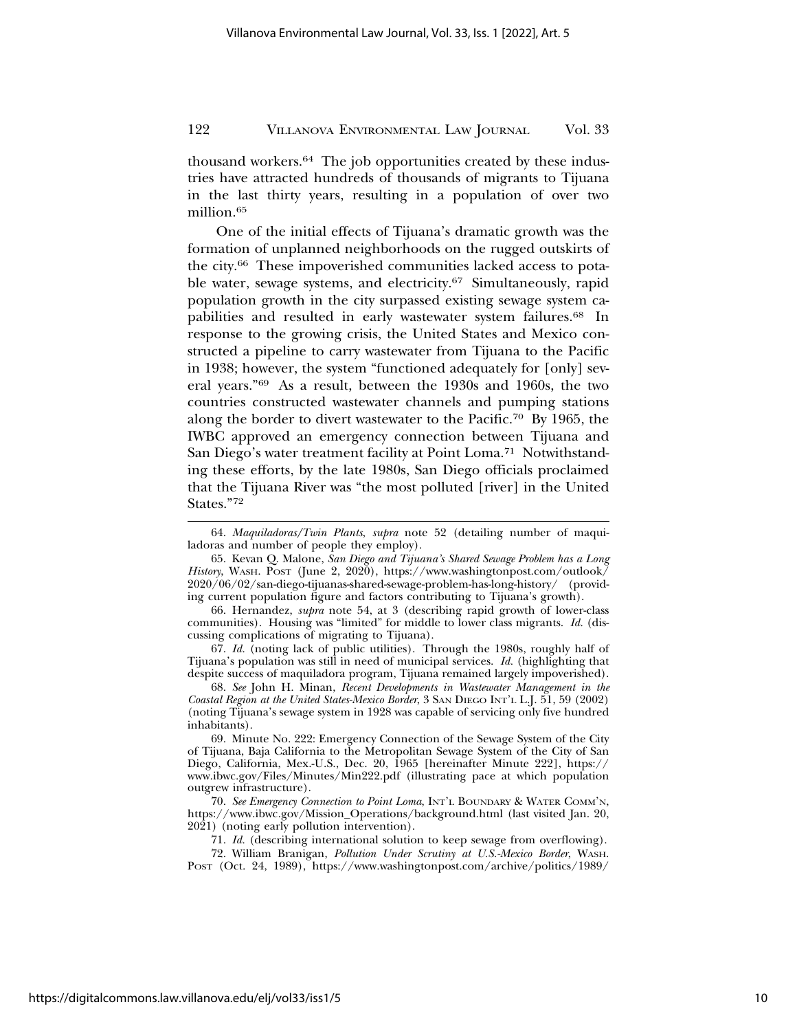thousand workers.[64] The job opportunities created by these industries have attracted hundreds of thousands of migrants to Tijuana in the last thirty years, resulting in a population of over two million.[65]

One of the initial effects of Tijuana's dramatic growth was the formation of unplanned neighborhoods on the rugged outskirts of the city.[66] These impoverished communities lacked access to potable water, sewage systems, and electricity.[67] Simultaneously, rapid population growth in the city surpassed existing sewage system capabilities and resulted in early wastewater system failures.[68] In response to the growing crisis, the United States and Mexico constructed a pipeline to carry wastewater from Tijuana to the Pacific in 1938; however, the system "functioned adequately for [only] several years."[69] As a result, between the 1930s and 1960s, the two countries constructed wastewater channels and pumping stations along the border to divert wastewater to the Pacific.[70] By 1965, the IWBC approved an emergency connection between Tijuana and San Diego's water treatment facility at Point Loma.[71] Notwithstanding these efforts, by the late 1980s, San Diego officials proclaimed that the Tijuana River was "the most polluted [river] in the United States."[72]

---

64. *Maquiladoras/Twin Plants*, *supra* note 52 (detailing number of maquiladoras and number of people they employ).

65. Kevan Q. Malone, *San Diego and Tijuana's Shared Sewage Problem has a Long History*, WASH. POST (June 2, 2020), https://www.washingtonpost.com/outlook/2020/06/02/san-diego-tijuanas-shared-sewage-problem-has-long-history/ (providing current population figure and factors contributing to Tijuana's growth).

66. Hernandez, *supra* note 54, at 3 (describing rapid growth of lower-class communities). Housing was "limited" for middle to lower class migrants. *Id.* (discussing complications of migrating to Tijuana).

67. *Id.* (noting lack of public utilities). Through the 1980s, roughly half of Tijuana's population was still in need of municipal services. *Id.* (highlighting that despite success of maquiladora program, Tijuana remained largely impoverished).

68. *See* John H. Minan, *Recent Developments in Wastewater Management in the Coastal Region at the United States-Mexico Border*, 3 SAN DIEGO INT'L L.J. 51, 59 (2002) (noting Tijuana's sewage system in 1928 was capable of servicing only five hundred inhabitants).

69. Minute No. 222: Emergency Connection of the Sewage System of the City of Tijuana, Baja California to the Metropolitan Sewage System of the City of San Diego, California, Mex.-U.S., Dec. 20, 1965 [hereinafter Minute 222], https://www.ibwc.gov/Files/Minutes/Min222.pdf (illustrating pace at which population outgrew infrastructure).

70. *See Emergency Connection to Point Loma*, INT'L BOUNDARY & WATER COMM'N, https://www.ibwc.gov/Mission_Operations/background.html (last visited Jan. 20, 2021) (noting early pollution intervention).

71. *Id.* (describing international solution to keep sewage from overflowing).

72. William Branigan, *Pollution Under Scrutiny at U.S.-Mexico Border*, WASH. POST (Oct. 24, 1989), https://www.washingtonpost.com/archive/politics/1989/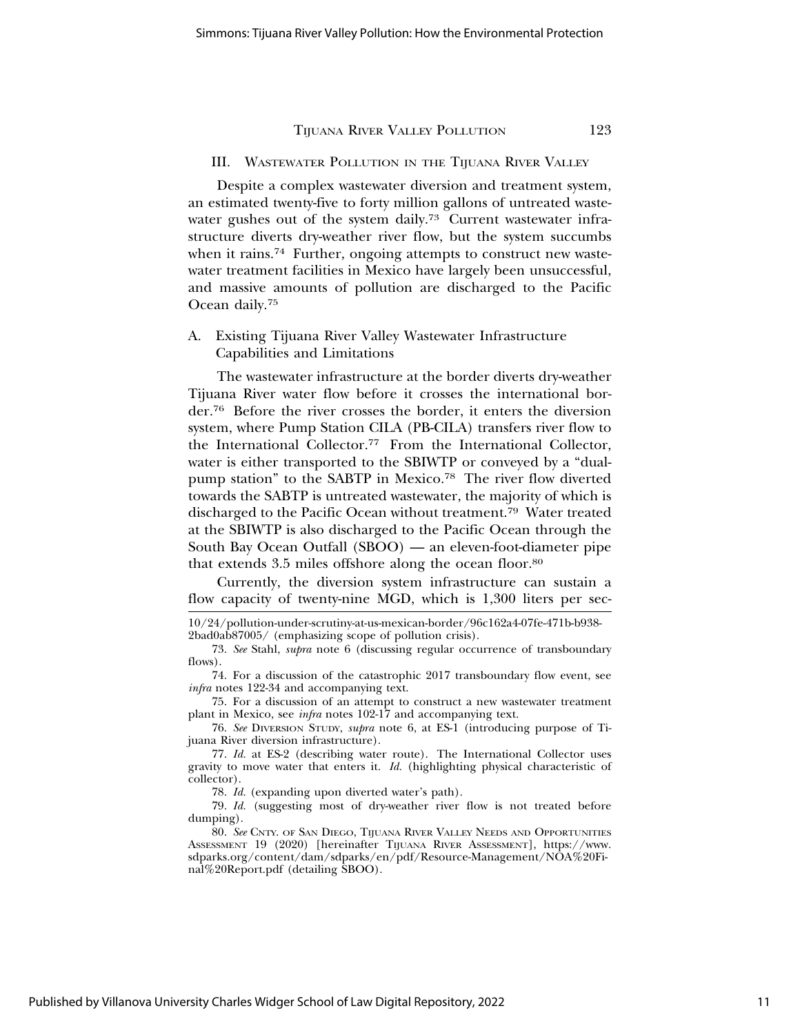## III. Wastewater Pollution in the Tijuana River Valley

Despite a complex wastewater diversion and treatment system, an estimated twenty-five to forty million gallons of untreated wastewater gushes out of the system daily.[73] Current wastewater infrastructure diverts dry-weather river flow, but the system succumbs when it rains.[74] Further, ongoing attempts to construct new wastewater treatment facilities in Mexico have largely been unsuccessful, and massive amounts of pollution are discharged to the Pacific Ocean daily.[75]

### A. Existing Tijuana River Valley Wastewater Infrastructure Capabilities and Limitations

The wastewater infrastructure at the border diverts dry-weather Tijuana River water flow before it crosses the international border.[76] Before the river crosses the border, it enters the diversion system, where Pump Station CILA (PB-CILA) transfers river flow to the International Collector.[77] From the International Collector, water is either transported to the SBIWTP or conveyed by a "dual-pump station" to the SABTP in Mexico.[78] The river flow diverted towards the SABTP is untreated wastewater, the majority of which is discharged to the Pacific Ocean without treatment.[79] Water treated at the SBIWTP is also discharged to the Pacific Ocean through the South Bay Ocean Outfall (SBOO) — an eleven-foot-diameter pipe that extends 3.5 miles offshore along the ocean floor.[80]

Currently, the diversion system infrastructure can sustain a flow capacity of twenty-nine MGD, which is 1,300 liters per sec-

---

10/24/pollution-under-scrutiny-at-us-mexican-border/96c162a4-07fe-471b-b938-2bad0ab87005/ (emphasizing scope of pollution crisis).

73. *See* Stahl, *supra* note 6 (discussing regular occurrence of transboundary flows).

74. For a discussion of the catastrophic 2017 transboundary flow event, see *infra* notes 122-34 and accompanying text.

75. For a discussion of an attempt to construct a new wastewater treatment plant in Mexico, see *infra* notes 102-17 and accompanying text.

76. *See* Diversion Study, *supra* note 6, at ES-1 (introducing purpose of Tijuana River diversion infrastructure).

77. *Id.* at ES-2 (describing water route). The International Collector uses gravity to move water that enters it. *Id.* (highlighting physical characteristic of collector).

78. *Id.* (expanding upon diverted water's path).

79. *Id.* (suggesting most of dry-weather river flow is not treated before dumping).

80. *See* Cnty. of San Diego, Tijuana River Valley Needs and Opportunities Assessment 19 (2020) [hereinafter Tijuana River Assessment], https://www.sdparks.org/content/dam/sdparks/en/pdf/Resource-Management/NOA%20Final%20Report.pdf (detailing SBOO).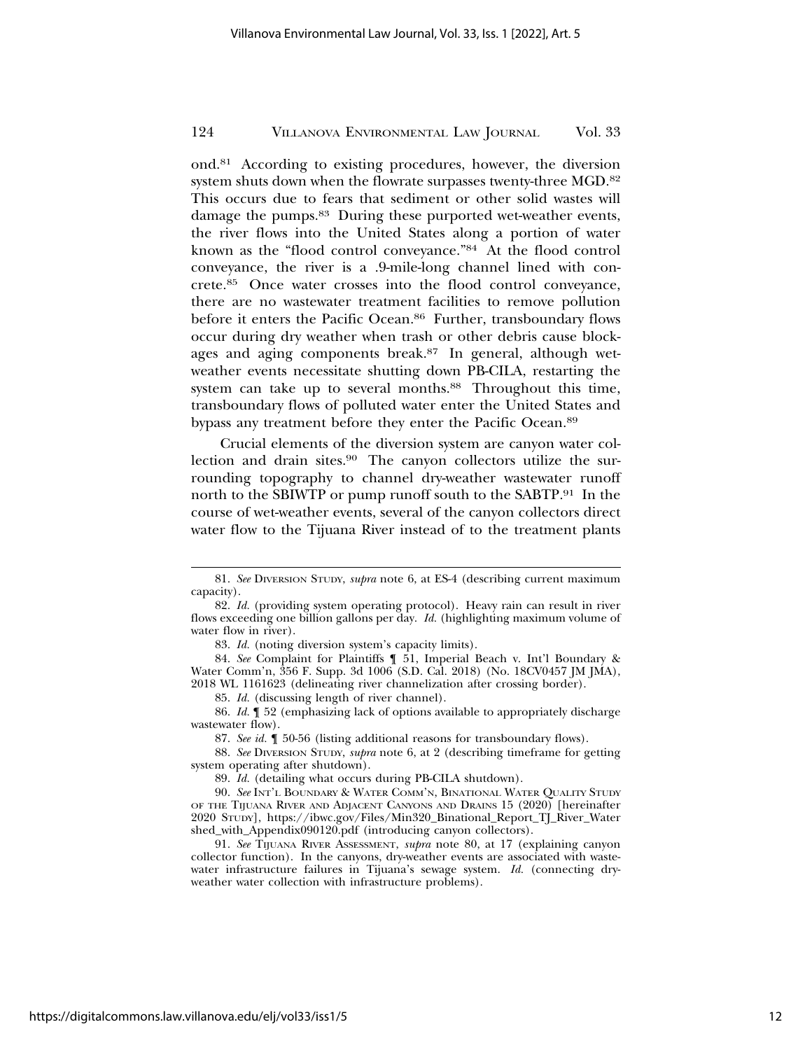ond.[81] According to existing procedures, however, the diversion system shuts down when the flowrate surpasses twenty-three MGD.[82] This occurs due to fears that sediment or other solid wastes will damage the pumps.[83] During these purported wet-weather events, the river flows into the United States along a portion of water known as the "flood control conveyance."[84] At the flood control conveyance, the river is a .9-mile-long channel lined with concrete.[85] Once water crosses into the flood control conveyance, there are no wastewater treatment facilities to remove pollution before it enters the Pacific Ocean.[86] Further, transboundary flows occur during dry weather when trash or other debris cause blockages and aging components break.[87] In general, although wet-weather events necessitate shutting down PB-CILA, restarting the system can take up to several months.[88] Throughout this time, transboundary flows of polluted water enter the United States and bypass any treatment before they enter the Pacific Ocean.[89]

Crucial elements of the diversion system are canyon water collection and drain sites.[90] The canyon collectors utilize the surrounding topography to channel dry-weather wastewater runoff north to the SBIWTP or pump runoff south to the SABTP.[91] In the course of wet-weather events, several of the canyon collectors direct water flow to the Tijuana River instead of to the treatment plants

---

81. *See* Diversion Study, *supra* note 6, at ES-4 (describing current maximum capacity).

82. *Id.* (providing system operating protocol). Heavy rain can result in river flows exceeding one billion gallons per day. *Id.* (highlighting maximum volume of water flow in river).

83. *Id.* (noting diversion system's capacity limits).

84. *See* Complaint for Plaintiffs ¶ 51, Imperial Beach v. Int'l Boundary & Water Comm'n, 356 F. Supp. 3d 1006 (S.D. Cal. 2018) (No. 18CV0457 JM JMA), 2018 WL 1161623 (delineating river channelization after crossing border).

85. *Id.* (discussing length of river channel).

86. *Id.* ¶ 52 (emphasizing lack of options available to appropriately discharge wastewater flow).

87. *See id.* ¶ 50-56 (listing additional reasons for transboundary flows).

88. *See* Diversion Study, *supra* note 6, at 2 (describing timeframe for getting system operating after shutdown).

89. *Id.* (detailing what occurs during PB-CILA shutdown).

90. *See* Int'l Boundary & Water Comm'n, Binational Water Quality Study of the Tijuana River and Adjacent Canyons and Drains 15 (2020) [hereinafter 2020 Study], https://ibwc.gov/Files/Min320_Binational_Report_TJ_River_Watershed_with_Appendix090120.pdf (introducing canyon collectors).

91. *See* Tijuana River Assessment, *supra* note 80, at 17 (explaining canyon collector function). In the canyons, dry-weather events are associated with wastewater infrastructure failures in Tijuana's sewage system. *Id.* (connecting dry-weather water collection with infrastructure problems).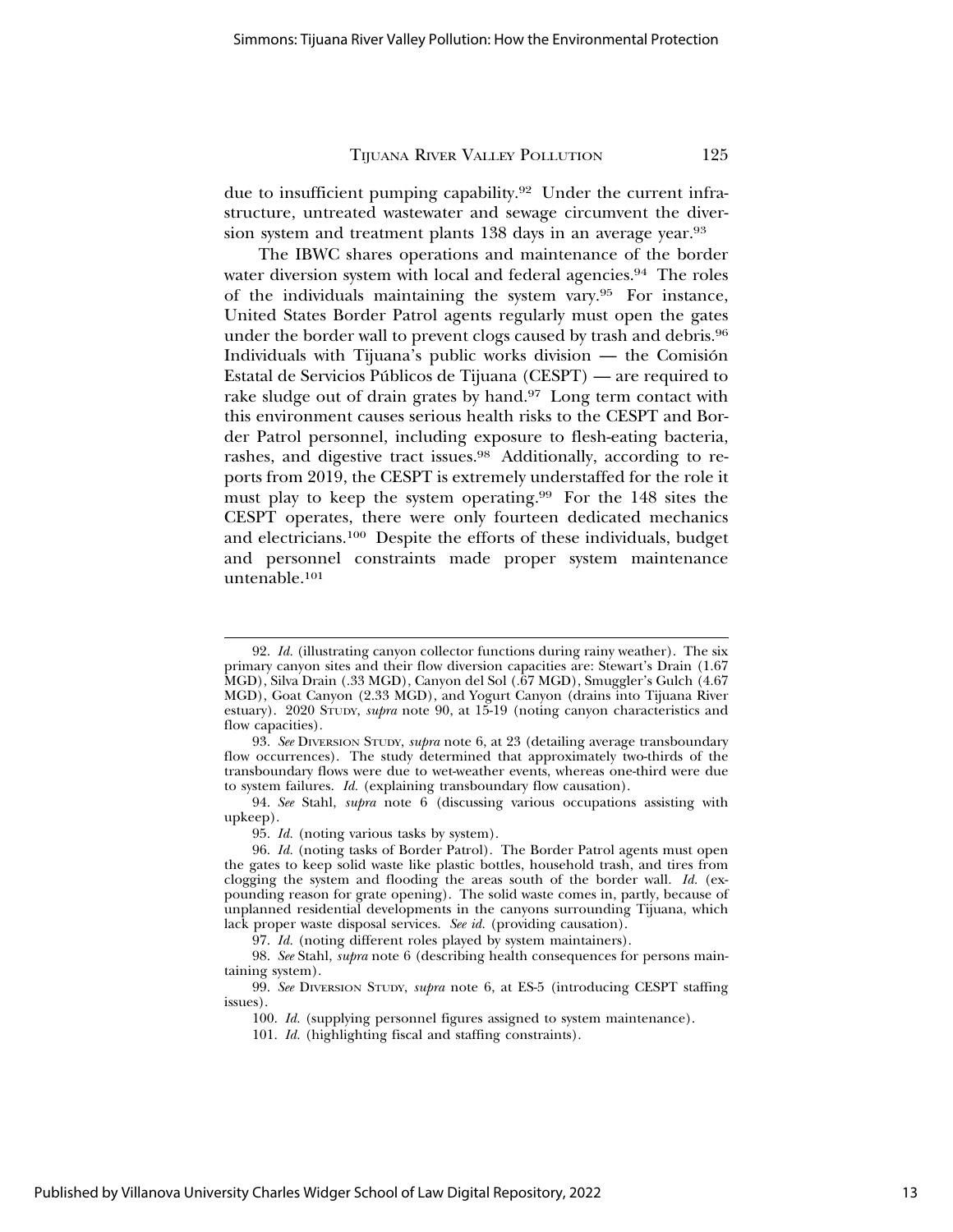due to insufficient pumping capability.[92] Under the current infrastructure, untreated wastewater and sewage circumvent the diversion system and treatment plants 138 days in an average year.[93]

The IBWC shares operations and maintenance of the border water diversion system with local and federal agencies.[94] The roles of the individuals maintaining the system vary.[95] For instance, United States Border Patrol agents regularly must open the gates under the border wall to prevent clogs caused by trash and debris.[96] Individuals with Tijuana's public works division — the Comisión Estatal de Servicios Públicos de Tijuana (CESPT) — are required to rake sludge out of drain grates by hand.[97] Long term contact with this environment causes serious health risks to the CESPT and Border Patrol personnel, including exposure to flesh-eating bacteria, rashes, and digestive tract issues.[98] Additionally, according to reports from 2019, the CESPT is extremely understaffed for the role it must play to keep the system operating.[99] For the 148 sites the CESPT operates, there were only fourteen dedicated mechanics and electricians.[100] Despite the efforts of these individuals, budget and personnel constraints made proper system maintenance untenable.[101]

---

92. *Id.* (illustrating canyon collector functions during rainy weather). The six primary canyon sites and their flow diversion capacities are: Stewart's Drain (1.67 MGD), Silva Drain (.33 MGD), Canyon del Sol (.67 MGD), Smuggler's Gulch (4.67 MGD), Goat Canyon (2.33 MGD), and Yogurt Canyon (drains into Tijuana River estuary). 2020 STUDY, *supra* note 90, at 15-19 (noting canyon characteristics and flow capacities).

93. *See* DIVERSION STUDY, *supra* note 6, at 23 (detailing average transboundary flow occurrences). The study determined that approximately two-thirds of the transboundary flows were due to wet-weather events, whereas one-third were due to system failures. *Id.* (explaining transboundary flow causation).

94. *See* Stahl, *supra* note 6 (discussing various occupations assisting with upkeep).

95. *Id.* (noting various tasks by system).

96. *Id.* (noting tasks of Border Patrol). The Border Patrol agents must open the gates to keep solid waste like plastic bottles, household trash, and tires from clogging the system and flooding the areas south of the border wall. *Id.* (expounding reason for grate opening). The solid waste comes in, partly, because of unplanned residential developments in the canyons surrounding Tijuana, which lack proper waste disposal services. *See id.* (providing causation).

97. *Id.* (noting different roles played by system maintainers).

98. *See* Stahl, *supra* note 6 (describing health consequences for persons maintaining system).

99. *See* DIVERSION STUDY, *supra* note 6, at ES-5 (introducing CESPT staffing issues).

100. *Id.* (supplying personnel figures assigned to system maintenance).

101. *Id.* (highlighting fiscal and staffing constraints).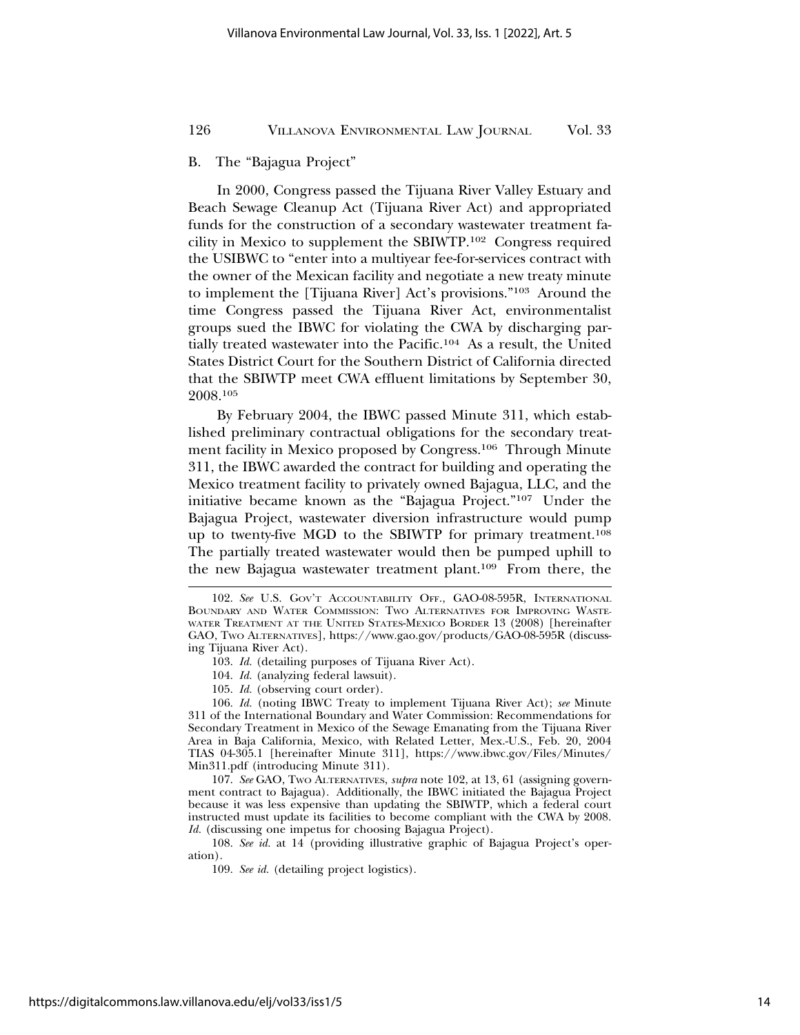## B. The "Bajagua Project"

In 2000, Congress passed the Tijuana River Valley Estuary and Beach Sewage Cleanup Act (Tijuana River Act) and appropriated funds for the construction of a secondary wastewater treatment facility in Mexico to supplement the SBIWTP.[102] Congress required the USIBWC to "enter into a multiyear fee-for-services contract with the owner of the Mexican facility and negotiate a new treaty minute to implement the [Tijuana River] Act's provisions."[103] Around the time Congress passed the Tijuana River Act, environmentalist groups sued the IBWC for violating the CWA by discharging partially treated wastewater into the Pacific.[104] As a result, the United States District Court for the Southern District of California directed that the SBIWTP meet CWA effluent limitations by September 30, 2008.[105]

By February 2004, the IBWC passed Minute 311, which established preliminary contractual obligations for the secondary treatment facility in Mexico proposed by Congress.[106] Through Minute 311, the IBWC awarded the contract for building and operating the Mexico treatment facility to privately owned Bajagua, LLC, and the initiative became known as the "Bajagua Project."[107] Under the Bajagua Project, wastewater diversion infrastructure would pump up to twenty-five MGD to the SBIWTP for primary treatment.[108] The partially treated wastewater would then be pumped uphill to the new Bajagua wastewater treatment plant.[109] From there, the

---

102. *See* U.S. Gov't Accountability Off., GAO-08-595R, International Boundary and Water Commission: Two Alternatives for Improving Wastewater Treatment at the United States-Mexico Border 13 (2008) [hereinafter GAO, Two Alternatives], https://www.gao.gov/products/GAO-08-595R (discussing Tijuana River Act).

103. *Id.* (detailing purposes of Tijuana River Act).

104. *Id.* (analyzing federal lawsuit).

105. *Id.* (observing court order).

106. *Id.* (noting IBWC Treaty to implement Tijuana River Act); *see* Minute 311 of the International Boundary and Water Commission: Recommendations for Secondary Treatment in Mexico of the Sewage Emanating from the Tijuana River Area in Baja California, Mexico, with Related Letter, Mex.-U.S., Feb. 20, 2004 TIAS 04-305.1 [hereinafter Minute 311], https://www.ibwc.gov/Files/Minutes/Min311.pdf (introducing Minute 311).

107. *See* GAO, Two Alternatives, *supra* note 102, at 13, 61 (assigning government contract to Bajagua). Additionally, the IBWC initiated the Bajagua Project because it was less expensive than updating the SBIWTP, which a federal court instructed must update its facilities to become compliant with the CWA by 2008. *Id.* (discussing one impetus for choosing Bajagua Project).

108. *See id.* at 14 (providing illustrative graphic of Bajagua Project's operation).

109. *See id.* (detailing project logistics).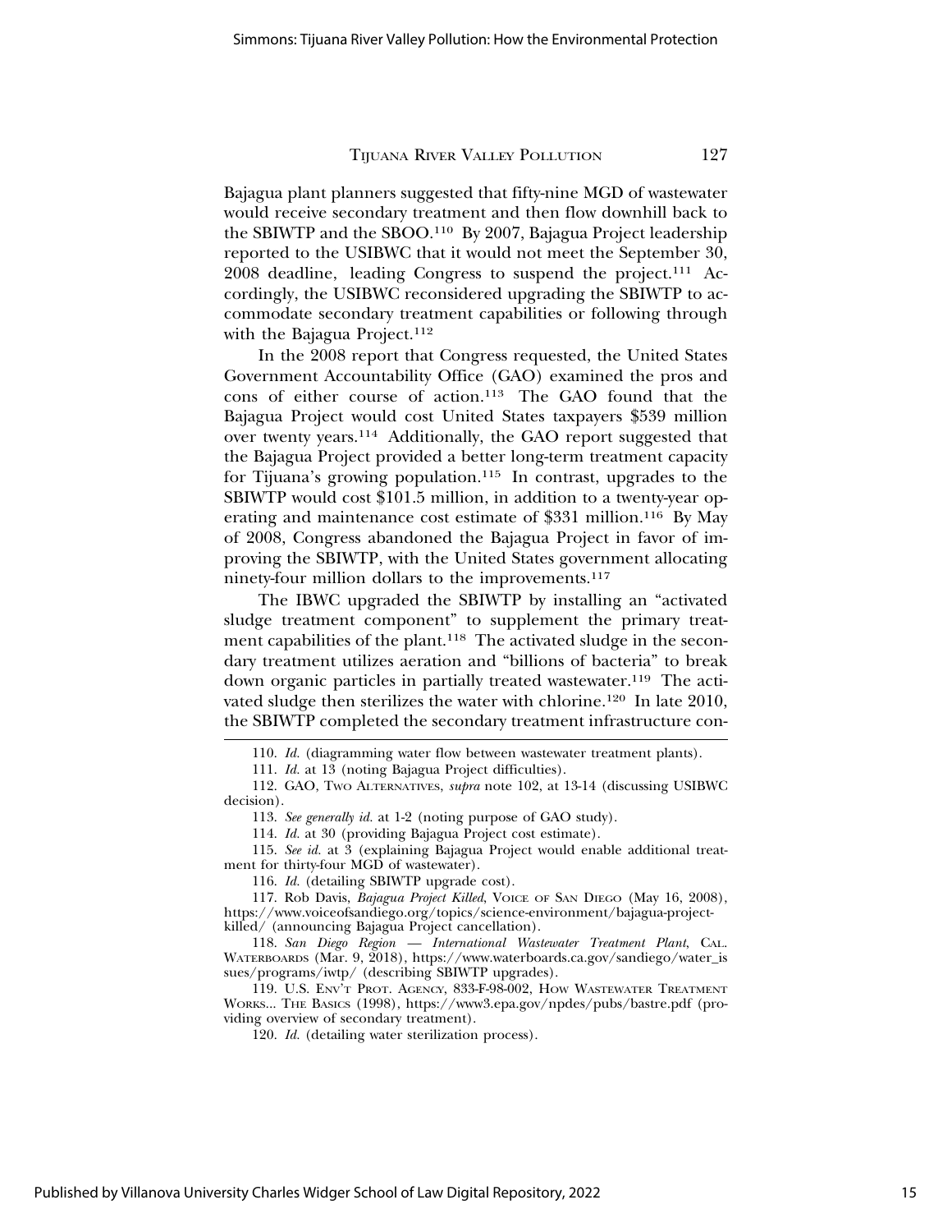Bajagua plant planners suggested that fifty-nine MGD of wastewater would receive secondary treatment and then flow downhill back to the SBIWTP and the SBOO.[110] By 2007, Bajagua Project leadership reported to the USIBWC that it would not meet the September 30, 2008 deadline, leading Congress to suspend the project.[111] Accordingly, the USIBWC reconsidered upgrading the SBIWTP to accommodate secondary treatment capabilities or following through with the Bajagua Project.[112]

In the 2008 report that Congress requested, the United States Government Accountability Office (GAO) examined the pros and cons of either course of action.[113] The GAO found that the Bajagua Project would cost United States taxpayers $539 million over twenty years.[114] Additionally, the GAO report suggested that the Bajagua Project provided a better long-term treatment capacity for Tijuana's growing population.[115] In contrast, upgrades to the SBIWTP would cost $101.5 million, in addition to a twenty-year operating and maintenance cost estimate of $331 million.[116] By May of 2008, Congress abandoned the Bajagua Project in favor of improving the SBIWTP, with the United States government allocating ninety-four million dollars to the improvements.[117]

The IBWC upgraded the SBIWTP by installing an "activated sludge treatment component" to supplement the primary treatment capabilities of the plant.[118] The activated sludge in the secondary treatment utilizes aeration and "billions of bacteria" to break down organic particles in partially treated wastewater.[119] The activated sludge then sterilizes the water with chlorine.[120] In late 2010, the SBIWTP completed the secondary treatment infrastructure con-

---

110. *Id.* (diagramming water flow between wastewater treatment plants).

111. *Id.* at 13 (noting Bajagua Project difficulties).

112. GAO, Two Alternatives, *supra* note 102, at 13-14 (discussing USIBWC decision).

113. *See generally id.* at 1-2 (noting purpose of GAO study).

114. *Id.* at 30 (providing Bajagua Project cost estimate).

115. *See id.* at 3 (explaining Bajagua Project would enable additional treatment for thirty-four MGD of wastewater).

116. *Id.* (detailing SBIWTP upgrade cost).

117. Rob Davis, *Bajagua Project Killed*, Voice of San Diego (May 16, 2008), https://www.voiceofsandiego.org/topics/science-environment/bajagua-project-killed/ (announcing Bajagua Project cancellation).

118. *San Diego Region — International Wastewater Treatment Plant*, Cal. Waterboards (Mar. 9, 2018), https://www.waterboards.ca.gov/sandiego/water_issues/programs/iwtp/ (describing SBIWTP upgrades).

119. U.S. Env't Prot. Agency, 833-F-98-002, How Wastewater Treatment Works... The Basics (1998), https://www3.epa.gov/npdes/pubs/bastre.pdf (providing overview of secondary treatment).

120. *Id.* (detailing water sterilization process).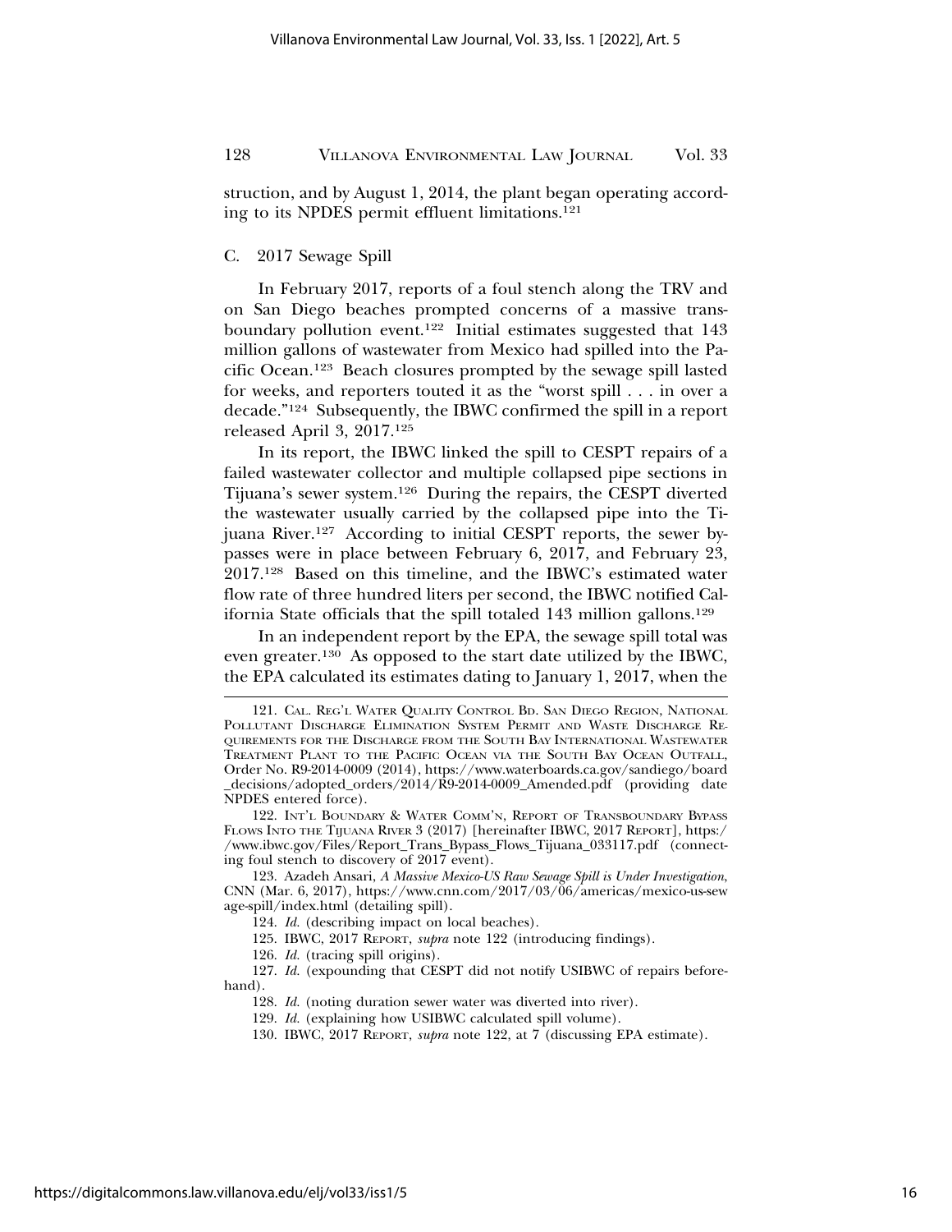struction, and by August 1, 2014, the plant began operating according to its NPDES permit effluent limitations.[121]

### C. 2017 Sewage Spill

In February 2017, reports of a foul stench along the TRV and on San Diego beaches prompted concerns of a massive transboundary pollution event.[122] Initial estimates suggested that 143 million gallons of wastewater from Mexico had spilled into the Pacific Ocean.[123] Beach closures prompted by the sewage spill lasted for weeks, and reporters touted it as the "worst spill . . . in over a decade."[124] Subsequently, the IBWC confirmed the spill in a report released April 3, 2017.[125]

In its report, the IBWC linked the spill to CESPT repairs of a failed wastewater collector and multiple collapsed pipe sections in Tijuana's sewer system.[126] During the repairs, the CESPT diverted the wastewater usually carried by the collapsed pipe into the Tijuana River.[127] According to initial CESPT reports, the sewer bypasses were in place between February 6, 2017, and February 23, 2017.[128] Based on this timeline, and the IBWC's estimated water flow rate of three hundred liters per second, the IBWC notified California State officials that the spill totaled 143 million gallons.[129]

In an independent report by the EPA, the sewage spill total was even greater.[130] As opposed to the start date utilized by the IBWC, the EPA calculated its estimates dating to January 1, 2017, when the

---

121. Cal. Reg'l Water Quality Control Bd. San Diego Region, National Pollutant Discharge Elimination System Permit and Waste Discharge Requirements for the Discharge from the South Bay International Wastewater Treatment Plant to the Pacific Ocean via the South Bay Ocean Outfall, Order No. R9-2014-0009 (2014), https://www.waterboards.ca.gov/sandiego/board_decisions/adopted_orders/2014/R9-2014-0009_Amended.pdf (providing date NPDES entered force).

122. Int'l Boundary & Water Comm'n, Report of Transboundary Bypass Flows Into the Tijuana River 3 (2017) [hereinafter IBWC, 2017 Report], https://www.ibwc.gov/Files/Report_Trans_Bypass_Flows_Tijuana_033117.pdf (connecting foul stench to discovery of 2017 event).

123. Azadeh Ansari, *A Massive Mexico-US Raw Sewage Spill is Under Investigation*, CNN (Mar. 6, 2017), https://www.cnn.com/2017/03/06/americas/mexico-us-sewage-spill/index.html (detailing spill).

124. *Id.* (describing impact on local beaches).

125. IBWC, 2017 Report, *supra* note 122 (introducing findings).

126. *Id.* (tracing spill origins).

127. *Id.* (expounding that CESPT did not notify USIBWC of repairs beforehand).

128. *Id.* (noting duration sewer water was diverted into river).

129. *Id.* (explaining how USIBWC calculated spill volume).

130. IBWC, 2017 Report, *supra* note 122, at 7 (discussing EPA estimate).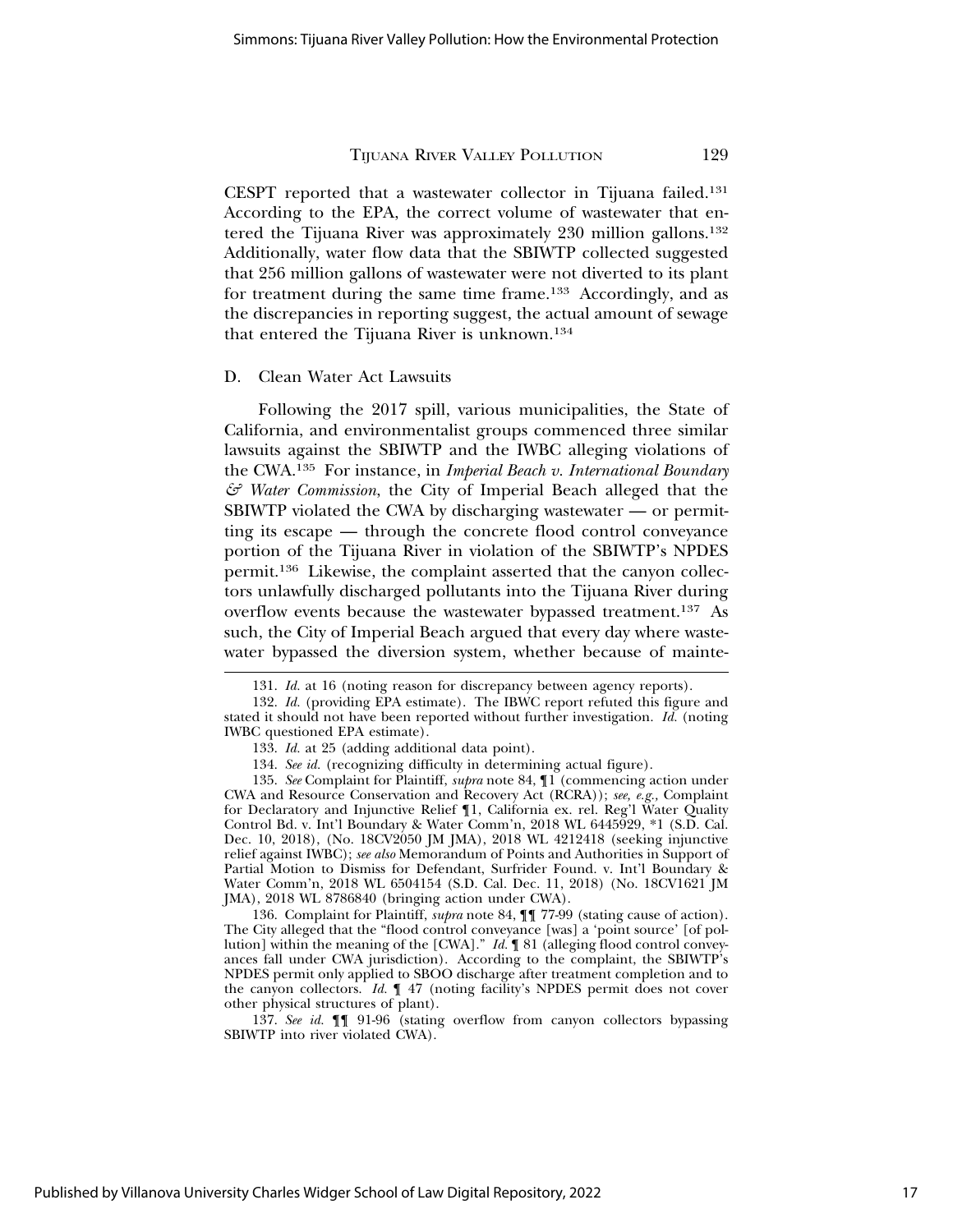CESPT reported that a wastewater collector in Tijuana failed.[131] According to the EPA, the correct volume of wastewater that entered the Tijuana River was approximately 230 million gallons.[132] Additionally, water flow data that the SBIWTP collected suggested that 256 million gallons of wastewater were not diverted to its plant for treatment during the same time frame.[133] Accordingly, and as the discrepancies in reporting suggest, the actual amount of sewage that entered the Tijuana River is unknown.[134]

### D. Clean Water Act Lawsuits

Following the 2017 spill, various municipalities, the State of California, and environmentalist groups commenced three similar lawsuits against the SBIWTP and the IWBC alleging violations of the CWA.[135] For instance, in *Imperial Beach v. International Boundary & Water Commission*, the City of Imperial Beach alleged that the SBIWTP violated the CWA by discharging wastewater — or permitting its escape — through the concrete flood control conveyance portion of the Tijuana River in violation of the SBIWTP's NPDES permit.[136] Likewise, the complaint asserted that the canyon collectors unlawfully discharged pollutants into the Tijuana River during overflow events because the wastewater bypassed treatment.[137] As such, the City of Imperial Beach argued that every day where wastewater bypassed the diversion system, whether because of mainte-

---

131. *Id.* at 16 (noting reason for discrepancy between agency reports).

132. *Id.* (providing EPA estimate). The IBWC report refuted this figure and stated it should not have been reported without further investigation. *Id.* (noting IWBC questioned EPA estimate).

133. *Id.* at 25 (adding additional data point).

134. *See id.* (recognizing difficulty in determining actual figure).

135. *See* Complaint for Plaintiff, *supra* note 84, ¶1 (commencing action under CWA and Resource Conservation and Recovery Act (RCRA)); *see, e.g.*, Complaint for Declaratory and Injunctive Relief ¶1, California ex. rel. Reg'l Water Quality Control Bd. v. Int'l Boundary & Water Comm'n, 2018 WL 6445929, *1 (S.D. Cal. Dec. 10, 2018), (No. 18CV2050 JM JMA), 2018 WL 4212418 (seeking injunctive relief against IWBC); *see also* Memorandum of Points and Authorities in Support of Partial Motion to Dismiss for Defendant, Surfrider Found. v. Int'l Boundary & Water Comm'n, 2018 WL 6504154 (S.D. Cal. Dec. 11, 2018) (No. 18CV1621 JM JMA), 2018 WL 8786840 (bringing action under CWA).

136. Complaint for Plaintiff, *supra* note 84, ¶¶ 77-99 (stating cause of action). The City alleged that the "flood control conveyance [was] a 'point source' [of pollution] within the meaning of the [CWA]." *Id.* ¶ 81 (alleging flood control conveyances fall under CWA jurisdiction). According to the complaint, the SBIWTP's NPDES permit only applied to SBOO discharge after treatment completion and to the canyon collectors. *Id.* ¶ 47 (noting facility's NPDES permit does not cover other physical structures of plant).

137. *See id.* ¶¶ 91-96 (stating overflow from canyon collectors bypassing SBIWTP into river violated CWA).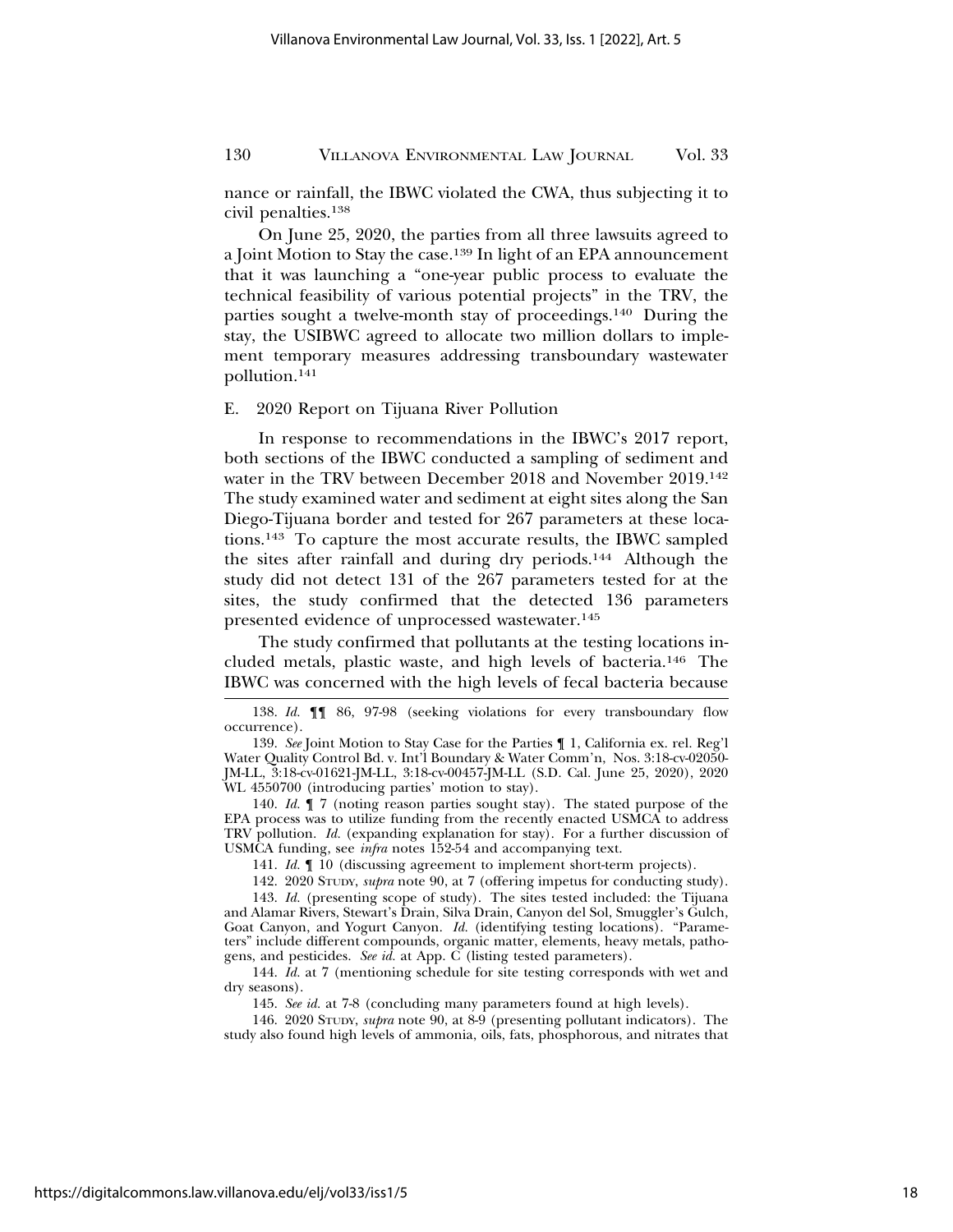nance or rainfall, the IBWC violated the CWA, thus subjecting it to civil penalties.[138]

On June 25, 2020, the parties from all three lawsuits agreed to a Joint Motion to Stay the case.[139] In light of an EPA announcement that it was launching a "one-year public process to evaluate the technical feasibility of various potential projects" in the TRV, the parties sought a twelve-month stay of proceedings.[140] During the stay, the USIBWC agreed to allocate two million dollars to implement temporary measures addressing transboundary wastewater pollution.[141]

### E. 2020 Report on Tijuana River Pollution

In response to recommendations in the IBWC's 2017 report, both sections of the IBWC conducted a sampling of sediment and water in the TRV between December 2018 and November 2019.[142] The study examined water and sediment at eight sites along the San Diego-Tijuana border and tested for 267 parameters at these locations.[143] To capture the most accurate results, the IBWC sampled the sites after rainfall and during dry periods.[144] Although the study did not detect 131 of the 267 parameters tested for at the sites, the study confirmed that the detected 136 parameters presented evidence of unprocessed wastewater.[145]

The study confirmed that pollutants at the testing locations included metals, plastic waste, and high levels of bacteria.[146] The IBWC was concerned with the high levels of fecal bacteria because

---

138. *Id.* ¶¶ 86, 97-98 (seeking violations for every transboundary flow occurrence).

139. *See* Joint Motion to Stay Case for the Parties ¶ 1, California ex. rel. Reg'l Water Quality Control Bd. v. Int'l Boundary & Water Comm'n, Nos. 3:18-cv-02050-JM-LL, 3:18-cv-01621-JM-LL, 3:18-cv-00457-JM-LL (S.D. Cal. June 25, 2020), 2020 WL 4550700 (introducing parties' motion to stay).

140. *Id.* ¶ 7 (noting reason parties sought stay). The stated purpose of the EPA process was to utilize funding from the recently enacted USMCA to address TRV pollution. *Id.* (expanding explanation for stay). For a further discussion of USMCA funding, see *infra* notes 152-54 and accompanying text.

141. *Id.* ¶ 10 (discussing agreement to implement short-term projects).

142. 2020 Study, *supra* note 90, at 7 (offering impetus for conducting study).

143. *Id.* (presenting scope of study). The sites tested included: the Tijuana and Alamar Rivers, Stewart's Drain, Silva Drain, Canyon del Sol, Smuggler's Gulch, Goat Canyon, and Yogurt Canyon. *Id.* (identifying testing locations). "Parameters" include different compounds, organic matter, elements, heavy metals, pathogens, and pesticides. *See id.* at App. C (listing tested parameters).

144. *Id.* at 7 (mentioning schedule for site testing corresponds with wet and dry seasons).

145. *See id.* at 7-8 (concluding many parameters found at high levels).

146. 2020 Study, *supra* note 90, at 8-9 (presenting pollutant indicators). The study also found high levels of ammonia, oils, fats, phosphorous, and nitrates that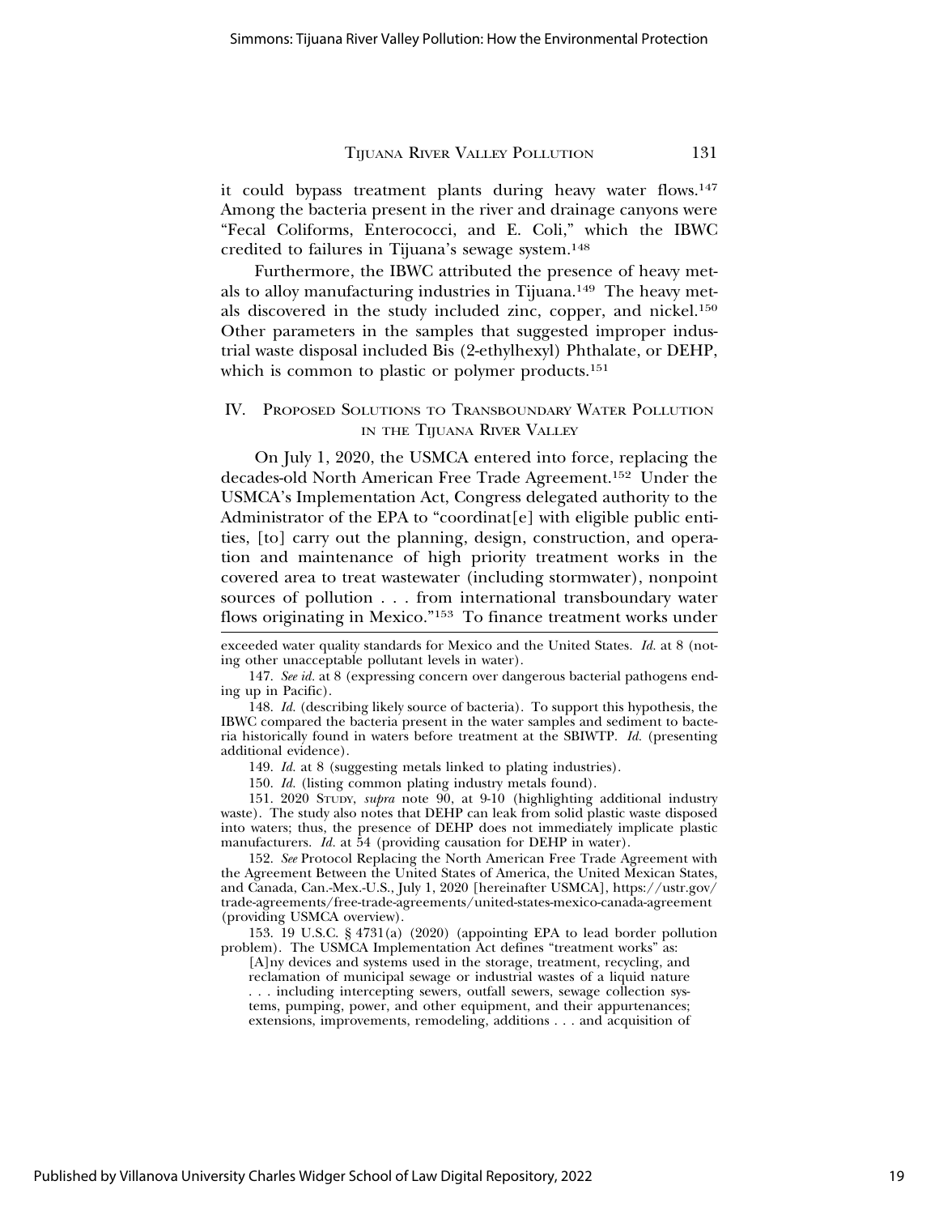it could bypass treatment plants during heavy water flows.[147] Among the bacteria present in the river and drainage canyons were "Fecal Coliforms, Enterococci, and E. Coli," which the IBWC credited to failures in Tijuana's sewage system.[148]

Furthermore, the IBWC attributed the presence of heavy metals to alloy manufacturing industries in Tijuana.[149] The heavy metals discovered in the study included zinc, copper, and nickel.[150] Other parameters in the samples that suggested improper industrial waste disposal included Bis (2-ethylhexyl) Phthalate, or DEHP, which is common to plastic or polymer products.[151]

## IV. Proposed Solutions to Transboundary Water Pollution in the Tijuana River Valley

On July 1, 2020, the USMCA entered into force, replacing the decades-old North American Free Trade Agreement.[152] Under the USMCA's Implementation Act, Congress delegated authority to the Administrator of the EPA to "coordinat[e] with eligible public entities, [to] carry out the planning, design, construction, and operation and maintenance of high priority treatment works in the covered area to treat wastewater (including stormwater), nonpoint sources of pollution . . . from international transboundary water flows originating in Mexico."[153] To finance treatment works under

---

exceeded water quality standards for Mexico and the United States. *Id.* at 8 (noting other unacceptable pollutant levels in water).

147. *See id.* at 8 (expressing concern over dangerous bacterial pathogens ending up in Pacific).

148. *Id.* (describing likely source of bacteria). To support this hypothesis, the IBWC compared the bacteria present in the water samples and sediment to bacteria historically found in waters before treatment at the SBIWTP. *Id.* (presenting additional evidence).

149. *Id.* at 8 (suggesting metals linked to plating industries).

150. *Id.* (listing common plating industry metals found).

151. 2020 Study, *supra* note 90, at 9-10 (highlighting additional industry waste). The study also notes that DEHP can leak from solid plastic waste disposed into waters; thus, the presence of DEHP does not immediately implicate plastic manufacturers. *Id.* at 54 (providing causation for DEHP in water).

152. *See* Protocol Replacing the North American Free Trade Agreement with the Agreement Between the United States of America, the United Mexican States, and Canada, Can.-Mex.-U.S., July 1, 2020 [hereinafter USMCA], https://ustr.gov/trade-agreements/free-trade-agreements/united-states-mexico-canada-agreement (providing USMCA overview).

153. 19 U.S.C. § 4731(a) (2020) (appointing EPA to lead border pollution problem). The USMCA Implementation Act defines "treatment works" as:

> [A]ny devices and systems used in the storage, treatment, recycling, and reclamation of municipal sewage or industrial wastes of a liquid nature . . . including intercepting sewers, outfall sewers, sewage collection systems, pumping, power, and other equipment, and their appurtenances; extensions, improvements, remodeling, additions . . . and acquisition of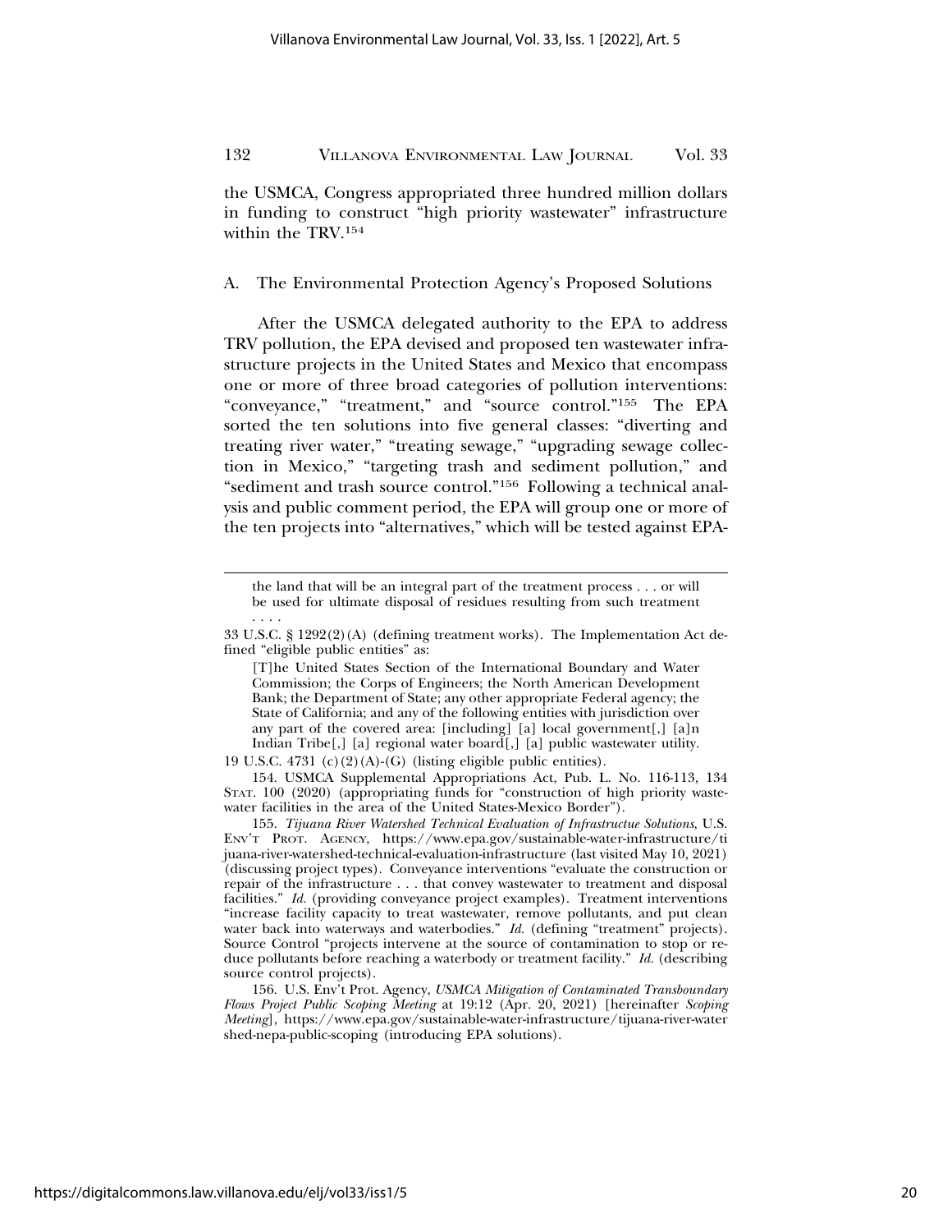the USMCA, Congress appropriated three hundred million dollars in funding to construct "high priority wastewater" infrastructure within the TRV.[154]

### A. The Environmental Protection Agency's Proposed Solutions

After the USMCA delegated authority to the EPA to address TRV pollution, the EPA devised and proposed ten wastewater infrastructure projects in the United States and Mexico that encompass one or more of three broad categories of pollution interventions: "conveyance," "treatment," and "source control."[155] The EPA sorted the ten solutions into five general classes: "diverting and treating river water," "treating sewage," "upgrading sewage collection in Mexico," "targeting trash and sediment pollution," and "sediment and trash source control."[156] Following a technical analysis and public comment period, the EPA will group one or more of the ten projects into "alternatives," which will be tested against EPA-

---

> the land that will be an integral part of the treatment process . . . or will be used for ultimate disposal of residues resulting from such treatment . . . .

33 U.S.C. § 1292(2)(A) (defining treatment works). The Implementation Act defined "eligible public entities" as:

> [T]he United States Section of the International Boundary and Water Commission; the Corps of Engineers; the North American Development Bank; the Department of State; any other appropriate Federal agency; the State of California; and any of the following entities with jurisdiction over any part of the covered area: [including] [a] local government[,] [a]n Indian Tribe[,] [a] regional water board[,] [a] public wastewater utility.

19 U.S.C. 4731 (c)(2)(A)-(G) (listing eligible public entities).

154. USMCA Supplemental Appropriations Act, Pub. L. No. 116-113, 134 Stat. 100 (2020) (appropriating funds for "construction of high priority wastewater facilities in the area of the United States-Mexico Border").

155. *Tijuana River Watershed Technical Evaluation of Infrastructue Solutions*, U.S. Env't Prot. Agency, https://www.epa.gov/sustainable-water-infrastructure/tijuana-river-watershed-technical-evaluation-infrastructure (last visited May 10, 2021) (discussing project types). Conveyance interventions "evaluate the construction or repair of the infrastructure . . . that convey wastewater to treatment and disposal facilities." *Id.* (providing conveyance project examples). Treatment interventions "increase facility capacity to treat wastewater, remove pollutants, and put clean water back into waterways and waterbodies." *Id.* (defining "treatment" projects). Source Control "projects intervene at the source of contamination to stop or reduce pollutants before reaching a waterbody or treatment facility." *Id.* (describing source control projects).

156. U.S. Env't Prot. Agency, *USMCA Mitigation of Contaminated Transboundary Flows Project Public Scoping Meeting* at 19:12 (Apr. 20, 2021) [hereinafter *Scoping Meeting*], https://www.epa.gov/sustainable-water-infrastructure/tijuana-river-watershed-nepa-public-scoping (introducing EPA solutions).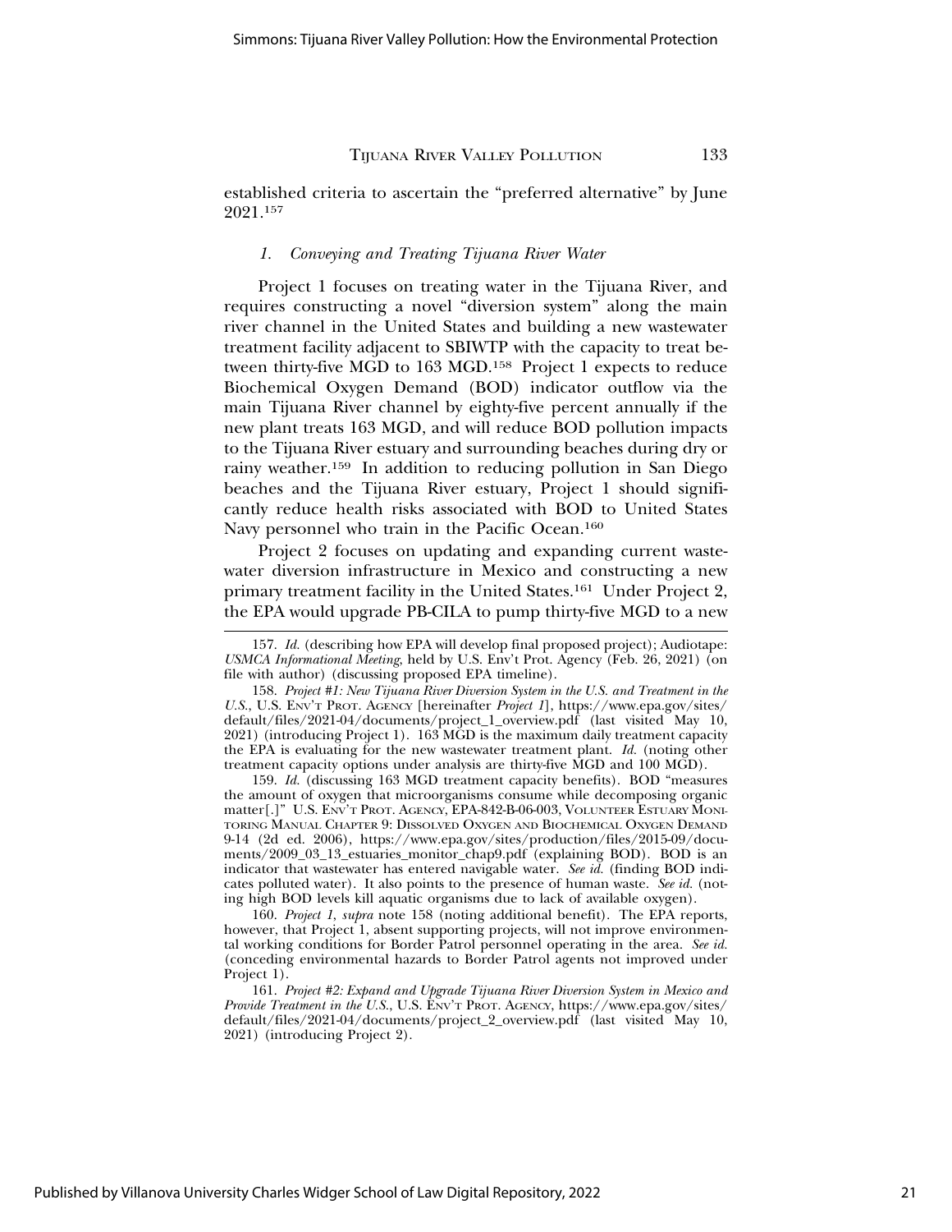established criteria to ascertain the "preferred alternative" by June 2021.[157]

### *1. Conveying and Treating Tijuana River Water*

Project 1 focuses on treating water in the Tijuana River, and requires constructing a novel "diversion system" along the main river channel in the United States and building a new wastewater treatment facility adjacent to SBIWTP with the capacity to treat between thirty-five MGD to 163 MGD.[158] Project 1 expects to reduce Biochemical Oxygen Demand (BOD) indicator outflow via the main Tijuana River channel by eighty-five percent annually if the new plant treats 163 MGD, and will reduce BOD pollution impacts to the Tijuana River estuary and surrounding beaches during dry or rainy weather.[159] In addition to reducing pollution in San Diego beaches and the Tijuana River estuary, Project 1 should significantly reduce health risks associated with BOD to United States Navy personnel who train in the Pacific Ocean.[160]

Project 2 focuses on updating and expanding current wastewater diversion infrastructure in Mexico and constructing a new primary treatment facility in the United States.[161] Under Project 2, the EPA would upgrade PB-CILA to pump thirty-five MGD to a new

---

157. *Id.* (describing how EPA will develop final proposed project); Audiotape: *USMCA Informational Meeting*, held by U.S. Env't Prot. Agency (Feb. 26, 2021) (on file with author) (discussing proposed EPA timeline).

158. *Project #1: New Tijuana River Diversion System in the U.S. and Treatment in the U.S.*, U.S. ENV'T PROT. AGENCY [hereinafter *Project 1*], https://www.epa.gov/sites/default/files/2021-04/documents/project_1_overview.pdf (last visited May 10, 2021) (introducing Project 1). 163 MGD is the maximum daily treatment capacity the EPA is evaluating for the new wastewater treatment plant. *Id.* (noting other treatment capacity options under analysis are thirty-five MGD and 100 MGD).

159. *Id.* (discussing 163 MGD treatment capacity benefits). BOD "measures the amount of oxygen that microorganisms consume while decomposing organic matter[.]" U.S. ENV'T PROT. AGENCY, EPA-842-B-06-003, VOLUNTEER ESTUARY MONITORING MANUAL CHAPTER 9: DISSOLVED OXYGEN AND BIOCHEMICAL OXYGEN DEMAND 9-14 (2d ed. 2006), https://www.epa.gov/sites/production/files/2015-09/documents/2009_03_13_estuaries_monitor_chap9.pdf (explaining BOD). BOD is an indicator that wastewater has entered navigable water. *See id.* (finding BOD indicates polluted water). It also points to the presence of human waste. *See id.* (noting high BOD levels kill aquatic organisms due to lack of available oxygen).

160. *Project 1*, *supra* note 158 (noting additional benefit). The EPA reports, however, that Project 1, absent supporting projects, will not improve environmental working conditions for Border Patrol personnel operating in the area. *See id.* (conceding environmental hazards to Border Patrol agents not improved under Project 1).

161. *Project #2: Expand and Upgrade Tijuana River Diversion System in Mexico and Provide Treatment in the U.S.*, U.S. ENV'T PROT. AGENCY, https://www.epa.gov/sites/default/files/2021-04/documents/project_2_overview.pdf (last visited May 10, 2021) (introducing Project 2).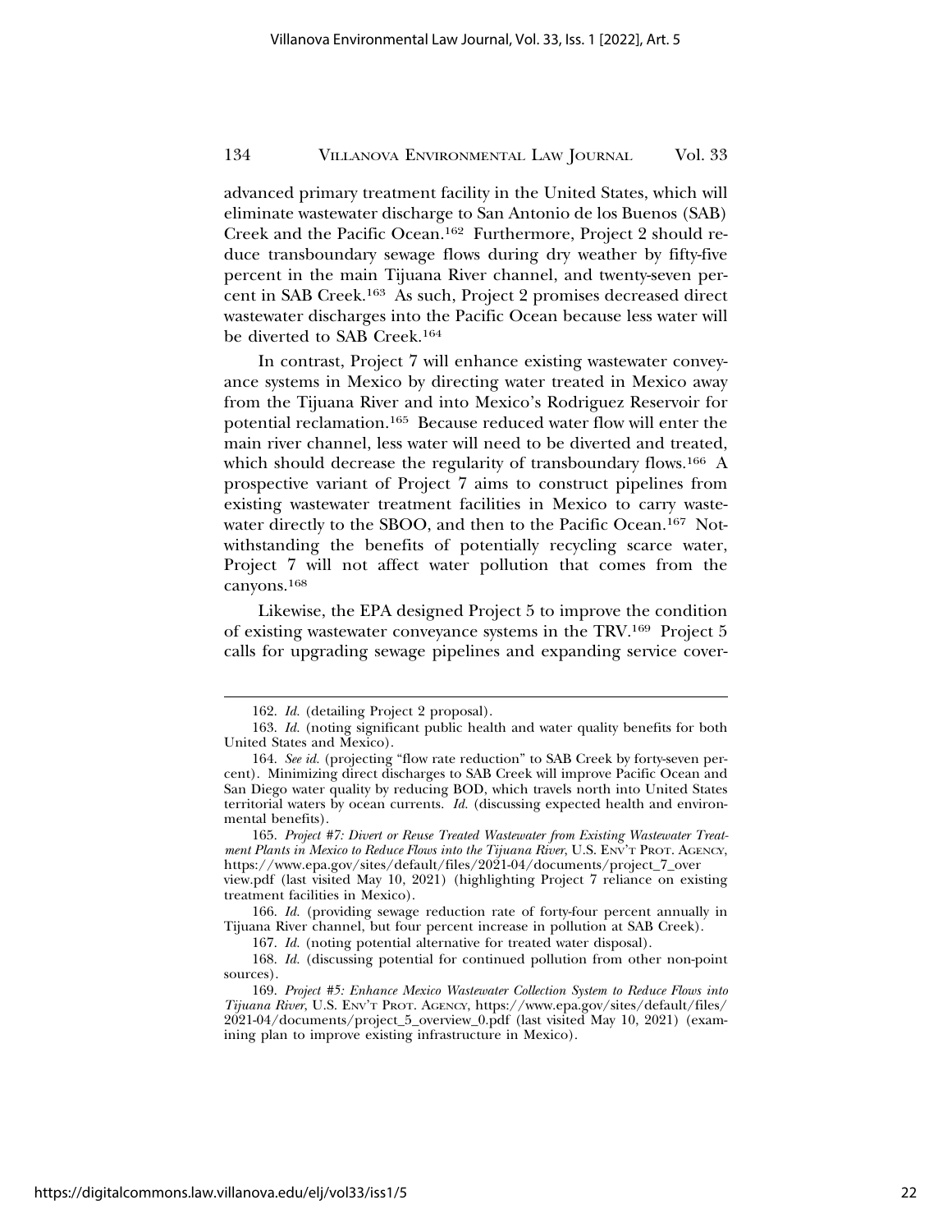advanced primary treatment facility in the United States, which will eliminate wastewater discharge to San Antonio de los Buenos (SAB) Creek and the Pacific Ocean.[162] Furthermore, Project 2 should reduce transboundary sewage flows during dry weather by fifty-five percent in the main Tijuana River channel, and twenty-seven percent in SAB Creek.[163] As such, Project 2 promises decreased direct wastewater discharges into the Pacific Ocean because less water will be diverted to SAB Creek.[164]

In contrast, Project 7 will enhance existing wastewater conveyance systems in Mexico by directing water treated in Mexico away from the Tijuana River and into Mexico's Rodriguez Reservoir for potential reclamation.[165] Because reduced water flow will enter the main river channel, less water will need to be diverted and treated, which should decrease the regularity of transboundary flows.[166] A prospective variant of Project 7 aims to construct pipelines from existing wastewater treatment facilities in Mexico to carry wastewater directly to the SBOO, and then to the Pacific Ocean.[167] Notwithstanding the benefits of potentially recycling scarce water, Project 7 will not affect water pollution that comes from the canyons.[168]

Likewise, the EPA designed Project 5 to improve the condition of existing wastewater conveyance systems in the TRV.[169] Project 5 calls for upgrading sewage pipelines and expanding service cover-

---

162. *Id.* (detailing Project 2 proposal).

163. *Id.* (noting significant public health and water quality benefits for both United States and Mexico).

164. *See id.* (projecting "flow rate reduction" to SAB Creek by forty-seven percent). Minimizing direct discharges to SAB Creek will improve Pacific Ocean and San Diego water quality by reducing BOD, which travels north into United States territorial waters by ocean currents. *Id.* (discussing expected health and environmental benefits).

165. *Project #7: Divert or Reuse Treated Wastewater from Existing Wastewater Treatment Plants in Mexico to Reduce Flows into the Tijuana River*, U.S. ENV'T PROT. AGENCY, https://www.epa.gov/sites/default/files/2021-04/documents/project_7_overview.pdf (last visited May 10, 2021) (highlighting Project 7 reliance on existing treatment facilities in Mexico).

166. *Id.* (providing sewage reduction rate of forty-four percent annually in Tijuana River channel, but four percent increase in pollution at SAB Creek).

167. *Id.* (noting potential alternative for treated water disposal).

168. *Id.* (discussing potential for continued pollution from other non-point sources).

169. *Project #5: Enhance Mexico Wastewater Collection System to Reduce Flows into Tijuana River*, U.S. ENV'T PROT. AGENCY, https://www.epa.gov/sites/default/files/2021-04/documents/project_5_overview_0.pdf (last visited May 10, 2021) (examining plan to improve existing infrastructure in Mexico).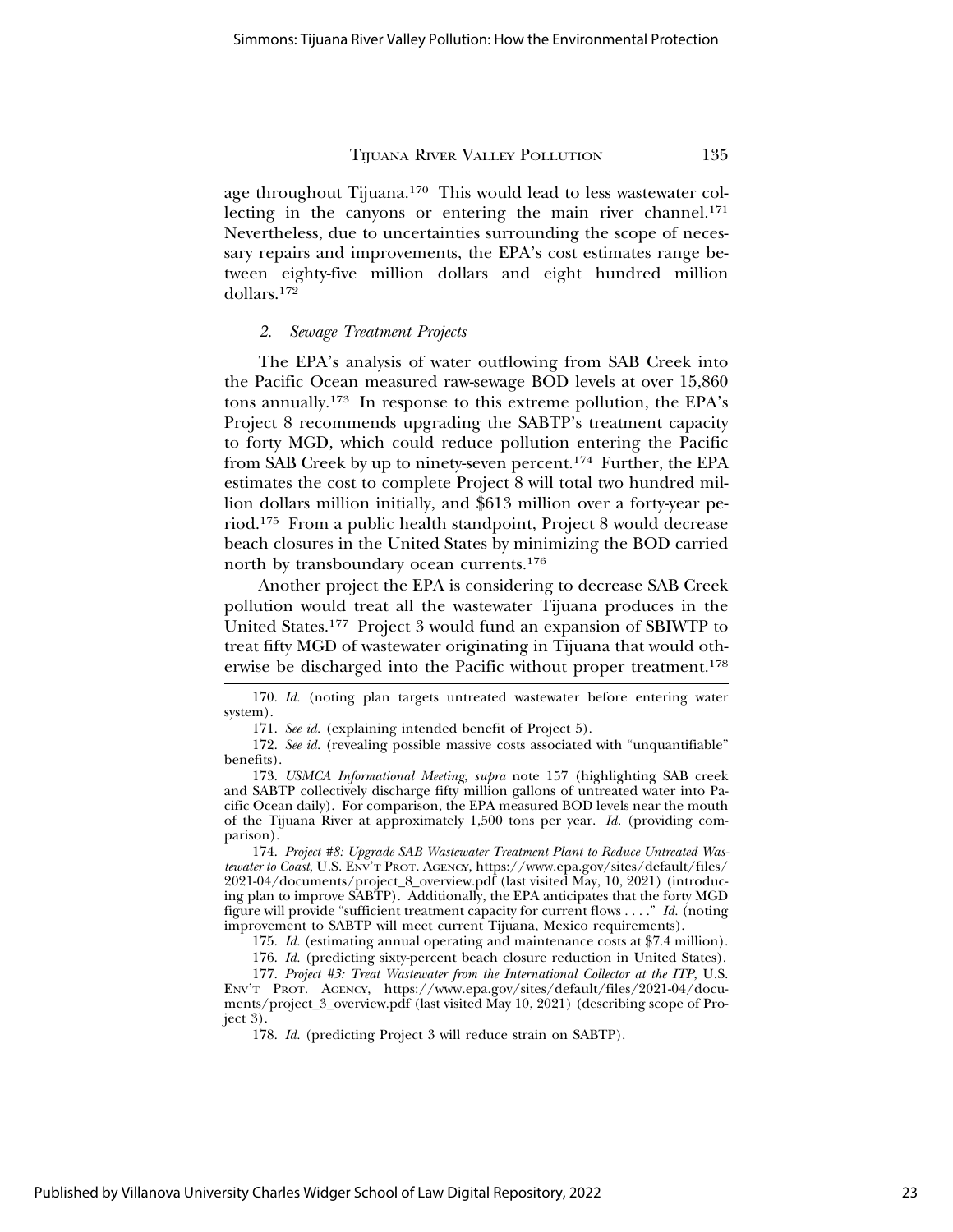age throughout Tijuana.[170] This would lead to less wastewater collecting in the canyons or entering the main river channel.[171] Nevertheless, due to uncertainties surrounding the scope of necessary repairs and improvements, the EPA's cost estimates range between eighty-five million dollars and eight hundred million dollars.[172]

### *2. Sewage Treatment Projects*

The EPA's analysis of water outflowing from SAB Creek into the Pacific Ocean measured raw-sewage BOD levels at over 15,860 tons annually.[173] In response to this extreme pollution, the EPA's Project 8 recommends upgrading the SABTP's treatment capacity to forty MGD, which could reduce pollution entering the Pacific from SAB Creek by up to ninety-seven percent.[174] Further, the EPA estimates the cost to complete Project 8 will total two hundred million dollars million initially, and $613 million over a forty-year period.[175] From a public health standpoint, Project 8 would decrease beach closures in the United States by minimizing the BOD carried north by transboundary ocean currents.[176]

Another project the EPA is considering to decrease SAB Creek pollution would treat all the wastewater Tijuana produces in the United States.[177] Project 3 would fund an expansion of SBIWTP to treat fifty MGD of wastewater originating in Tijuana that would otherwise be discharged into the Pacific without proper treatment.[178]

---

170. *Id.* (noting plan targets untreated wastewater before entering water system).

171. *See id.* (explaining intended benefit of Project 5).

172. *See id.* (revealing possible massive costs associated with "unquantifiable" benefits).

173. *USMCA Informational Meeting*, *supra* note 157 (highlighting SAB creek and SABTP collectively discharge fifty million gallons of untreated water into Pacific Ocean daily). For comparison, the EPA measured BOD levels near the mouth of the Tijuana River at approximately 1,500 tons per year. *Id.* (providing comparison).

174. *Project #8: Upgrade SAB Wastewater Treatment Plant to Reduce Untreated Wastewater to Coast*, U.S. ENV'T PROT. AGENCY, https://www.epa.gov/sites/default/files/2021-04/documents/project_8_overview.pdf (last visited May, 10, 2021) (introducing plan to improve SABTP). Additionally, the EPA anticipates that the forty MGD figure will provide "sufficient treatment capacity for current flows . . . ." *Id.* (noting improvement to SABTP will meet current Tijuana, Mexico requirements).

175. *Id.* (estimating annual operating and maintenance costs at $7.4 million).

176. *Id.* (predicting sixty-percent beach closure reduction in United States).

177. *Project #3: Treat Wastewater from the International Collector at the ITP*, U.S. ENV'T PROT. AGENCY, https://www.epa.gov/sites/default/files/2021-04/documents/project_3_overview.pdf (last visited May 10, 2021) (describing scope of Project 3).

178. *Id.* (predicting Project 3 will reduce strain on SABTP).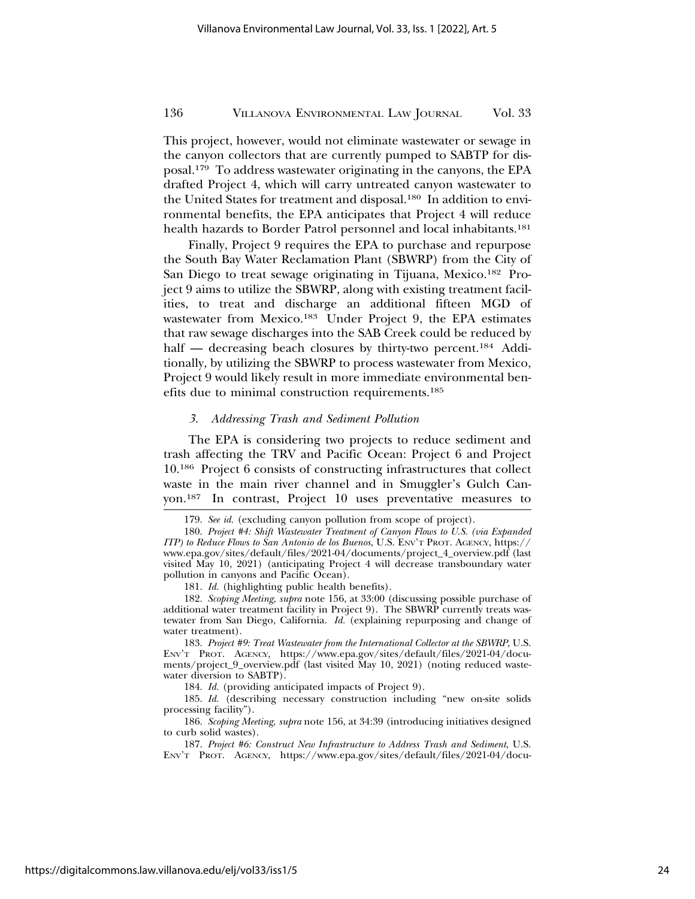This project, however, would not eliminate wastewater or sewage in the canyon collectors that are currently pumped to SABTP for disposal.[179] To address wastewater originating in the canyons, the EPA drafted Project 4, which will carry untreated canyon wastewater to the United States for treatment and disposal.[180] In addition to environmental benefits, the EPA anticipates that Project 4 will reduce health hazards to Border Patrol personnel and local inhabitants.[181]

Finally, Project 9 requires the EPA to purchase and repurpose the South Bay Water Reclamation Plant (SBWRP) from the City of San Diego to treat sewage originating in Tijuana, Mexico.[182] Project 9 aims to utilize the SBWRP, along with existing treatment facilities, to treat and discharge an additional fifteen MGD of wastewater from Mexico.[183] Under Project 9, the EPA estimates that raw sewage discharges into the SAB Creek could be reduced by half — decreasing beach closures by thirty-two percent.[184] Additionally, by utilizing the SBWRP to process wastewater from Mexico, Project 9 would likely result in more immediate environmental benefits due to minimal construction requirements.[185]

### *3. Addressing Trash and Sediment Pollution*

The EPA is considering two projects to reduce sediment and trash affecting the TRV and Pacific Ocean: Project 6 and Project 10.[186] Project 6 consists of constructing infrastructures that collect waste in the main river channel and in Smuggler's Gulch Canyon.[187] In contrast, Project 10 uses preventative measures to

---

179. *See id.* (excluding canyon pollution from scope of project).

180. *Project #4: Shift Wastewater Treatment of Canyon Flows to U.S. (via Expanded ITP) to Reduce Flows to San Antonio de los Buenos*, U.S. ENV'T PROT. AGENCY, https://www.epa.gov/sites/default/files/2021-04/documents/project_4_overview.pdf (last visited May 10, 2021) (anticipating Project 4 will decrease transboundary water pollution in canyons and Pacific Ocean).

181. *Id.* (highlighting public health benefits).

182. *Scoping Meeting*, *supra* note 156, at 33:00 (discussing possible purchase of additional water treatment facility in Project 9). The SBWRP currently treats wastewater from San Diego, California. *Id.* (explaining repurposing and change of water treatment).

183. *Project #9: Treat Wastewater from the International Collector at the SBWRP*, U.S. ENV'T PROT. AGENCY, https://www.epa.gov/sites/default/files/2021-04/documents/project_9_overview.pdf (last visited May 10, 2021) (noting reduced wastewater diversion to SABTP).

184. *Id.* (providing anticipated impacts of Project 9).

185. *Id.* (describing necessary construction including "new on-site solids processing facility").

186. *Scoping Meeting*, *supra* note 156, at 34:39 (introducing initiatives designed to curb solid wastes).

187. *Project #6: Construct New Infrastructure to Address Trash and Sediment*, U.S. ENV'T PROT. AGENCY, https://www.epa.gov/sites/default/files/2021-04/docu-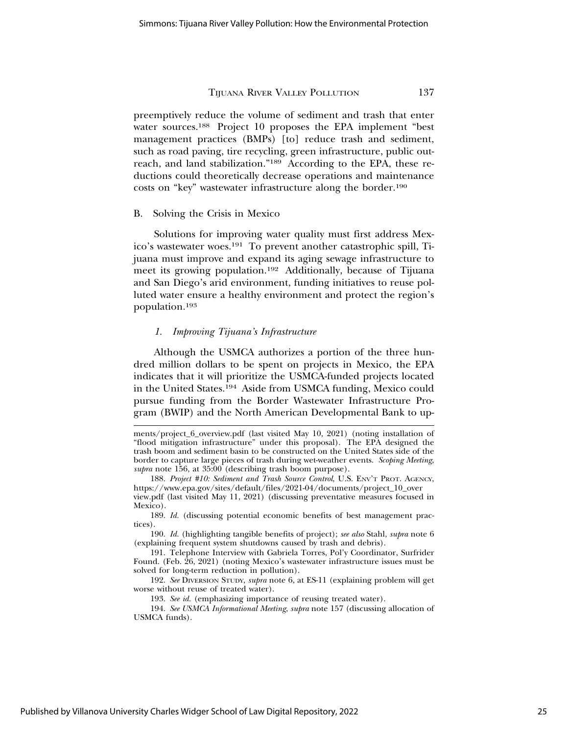preemptively reduce the volume of sediment and trash that enter water sources.[188] Project 10 proposes the EPA implement "best management practices (BMPs) [to] reduce trash and sediment, such as road paving, tire recycling, green infrastructure, public outreach, and land stabilization."[189] According to the EPA, these reductions could theoretically decrease operations and maintenance costs on "key" wastewater infrastructure along the border.[190]

## B. Solving the Crisis in Mexico

Solutions for improving water quality must first address Mexico's wastewater woes.[191] To prevent another catastrophic spill, Tijuana must improve and expand its aging sewage infrastructure to meet its growing population.[192] Additionally, because of Tijuana and San Diego's arid environment, funding initiatives to reuse polluted water ensure a healthy environment and protect the region's population.[193]

### *1. Improving Tijuana's Infrastructure*

Although the USMCA authorizes a portion of the three hundred million dollars to be spent on projects in Mexico, the EPA indicates that it will prioritize the USMCA-funded projects located in the United States.[194] Aside from USMCA funding, Mexico could pursue funding from the Border Wastewater Infrastructure Program (BWIP) and the North American Developmental Bank to up-

---

ments/project_6_overview.pdf (last visited May 10, 2021) (noting installation of "flood mitigation infrastructure" under this proposal). The EPA designed the trash boom and sediment basin to be constructed on the United States side of the border to capture large pieces of trash during wet-weather events. *Scoping Meeting*, *supra* note 156, at 35:00 (describing trash boom purpose).

188. *Project #10: Sediment and Trash Source Control*, U.S. ENV'T PROT. AGENCY, https://www.epa.gov/sites/default/files/2021-04/documents/project_10_overview.pdf (last visited May 11, 2021) (discussing preventative measures focused in Mexico).

189. *Id.* (discussing potential economic benefits of best management practices).

190. *Id.* (highlighting tangible benefits of project); *see also* Stahl, *supra* note 6 (explaining frequent system shutdowns caused by trash and debris).

191. Telephone Interview with Gabriela Torres, Pol'y Coordinator, Surfrider Found. (Feb. 26, 2021) (noting Mexico's wastewater infrastructure issues must be solved for long-term reduction in pollution).

192. *See* DIVERSION STUDY, *supra* note 6, at ES-11 (explaining problem will get worse without reuse of treated water).

193. *See id.* (emphasizing importance of reusing treated water).

194. *See USMCA Informational Meeting*, *supra* note 157 (discussing allocation of USMCA funds).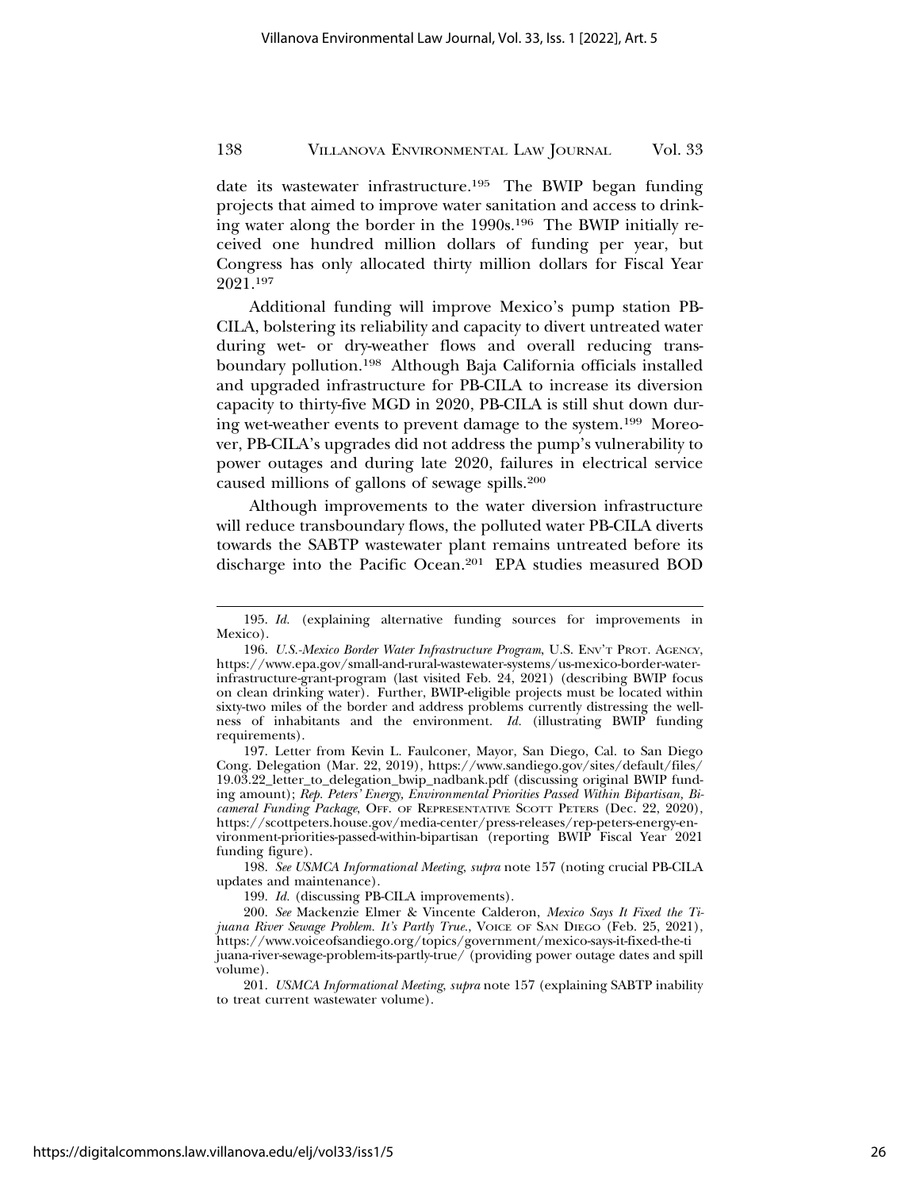date its wastewater infrastructure.[195] The BWIP began funding projects that aimed to improve water sanitation and access to drinking water along the border in the 1990s.[196] The BWIP initially received one hundred million dollars of funding per year, but Congress has only allocated thirty million dollars for Fiscal Year 2021.[197]

Additional funding will improve Mexico's pump station PB-CILA, bolstering its reliability and capacity to divert untreated water during wet- or dry-weather flows and overall reducing transboundary pollution.[198] Although Baja California officials installed and upgraded infrastructure for PB-CILA to increase its diversion capacity to thirty-five MGD in 2020, PB-CILA is still shut down during wet-weather events to prevent damage to the system.[199] Moreover, PB-CILA's upgrades did not address the pump's vulnerability to power outages and during late 2020, failures in electrical service caused millions of gallons of sewage spills.[200]

Although improvements to the water diversion infrastructure will reduce transboundary flows, the polluted water PB-CILA diverts towards the SABTP wastewater plant remains untreated before its discharge into the Pacific Ocean.[201] EPA studies measured BOD

---

195. *Id.* (explaining alternative funding sources for improvements in Mexico).

196. *U.S.-Mexico Border Water Infrastructure Program*, U.S. ENV'T PROT. AGENCY, https://www.epa.gov/small-and-rural-wastewater-systems/us-mexico-border-water-infrastructure-grant-program (last visited Feb. 24, 2021) (describing BWIP focus on clean drinking water). Further, BWIP-eligible projects must be located within sixty-two miles of the border and address problems currently distressing the wellness of inhabitants and the environment. *Id.* (illustrating BWIP funding requirements).

197. Letter from Kevin L. Faulconer, Mayor, San Diego, Cal. to San Diego Cong. Delegation (Mar. 22, 2019), https://www.sandiego.gov/sites/default/files/19.03.22_letter_to_delegation_bwip_nadbank.pdf (discussing original BWIP funding amount); *Rep. Peters' Energy, Environmental Priorities Passed Within Bipartisan, Bicameral Funding Package*, OFF. OF REPRESENTATIVE SCOTT PETERS (Dec. 22, 2020), https://scottpeters.house.gov/media-center/press-releases/rep-peters-energy-environment-priorities-passed-within-bipartisan (reporting BWIP Fiscal Year 2021 funding figure).

198. *See USMCA Informational Meeting*, *supra* note 157 (noting crucial PB-CILA updates and maintenance).

199. *Id.* (discussing PB-CILA improvements).

200. *See* Mackenzie Elmer & Vincente Calderon, *Mexico Says It Fixed the Tijuana River Sewage Problem. It's Partly True.*, VOICE OF SAN DIEGO (Feb. 25, 2021), https://www.voiceofsandiego.org/topics/government/mexico-says-it-fixed-the-tijuana-river-sewage-problem-its-partly-true/ (providing power outage dates and spill volume).

201. *USMCA Informational Meeting*, *supra* note 157 (explaining SABTP inability to treat current wastewater volume).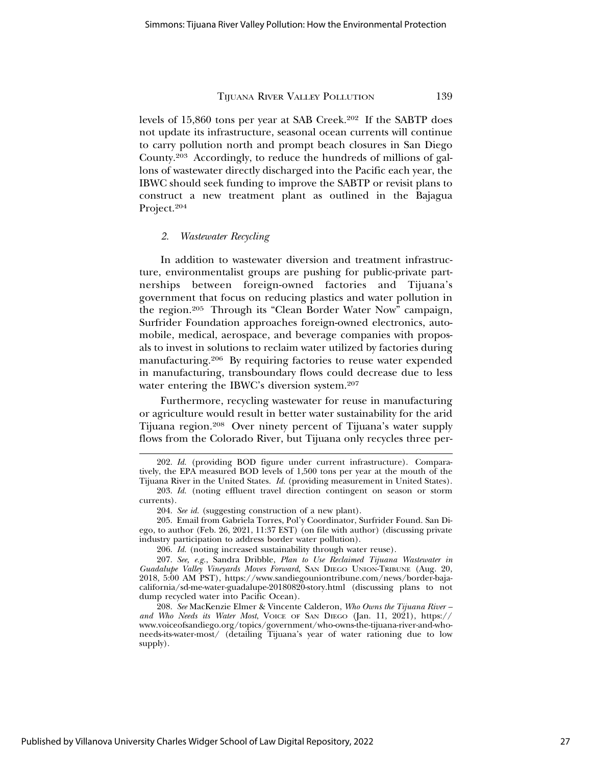levels of 15,860 tons per year at SAB Creek.[202] If the SABTP does not update its infrastructure, seasonal ocean currents will continue to carry pollution north and prompt beach closures in San Diego County.[203] Accordingly, to reduce the hundreds of millions of gallons of wastewater directly discharged into the Pacific each year, the IBWC should seek funding to improve the SABTP or revisit plans to construct a new treatment plant as outlined in the Bajagua Project.[204]

### *2. Wastewater Recycling*

In addition to wastewater diversion and treatment infrastructure, environmentalist groups are pushing for public-private partnerships between foreign-owned factories and Tijuana's government that focus on reducing plastics and water pollution in the region.[205] Through its "Clean Border Water Now" campaign, Surfrider Foundation approaches foreign-owned electronics, automobile, medical, aerospace, and beverage companies with proposals to invest in solutions to reclaim water utilized by factories during manufacturing.[206] By requiring factories to reuse water expended in manufacturing, transboundary flows could decrease due to less water entering the IBWC's diversion system.[207]

Furthermore, recycling wastewater for reuse in manufacturing or agriculture would result in better water sustainability for the arid Tijuana region.[208] Over ninety percent of Tijuana's water supply flows from the Colorado River, but Tijuana only recycles three per-

---

202. *Id.* (providing BOD figure under current infrastructure). Comparatively, the EPA measured BOD levels of 1,500 tons per year at the mouth of the Tijuana River in the United States. *Id.* (providing measurement in United States).

203. *Id.* (noting effluent travel direction contingent on season or storm currents).

204. *See id.* (suggesting construction of a new plant).

205. Email from Gabriela Torres, Pol'y Coordinator, Surfrider Found. San Diego, to author (Feb. 26, 2021, 11:37 EST) (on file with author) (discussing private industry participation to address border water pollution).

206. *Id.* (noting increased sustainability through water reuse).

207. *See, e.g.*, Sandra Dribble, *Plan to Use Reclaimed Tijuana Wastewater in Guadalupe Valley Vineyards Moves Forward*, San Diego Union-Tribune (Aug. 20, 2018, 5:00 AM PST), https://www.sandiegouniontribune.com/news/border-baja-california/sd-me-water-guadalupe-20180820-story.html (discussing plans to not dump recycled water into Pacific Ocean).

208. *See* MacKenzie Elmer & Vincente Calderon, *Who Owns the Tijuana River – and Who Needs its Water Most*, Voice of San Diego (Jan. 11, 2021), https://www.voiceofsandiego.org/topics/government/who-owns-the-tijuana-river-and-who-needs-its-water-most/ (detailing Tijuana's year of water rationing due to low supply).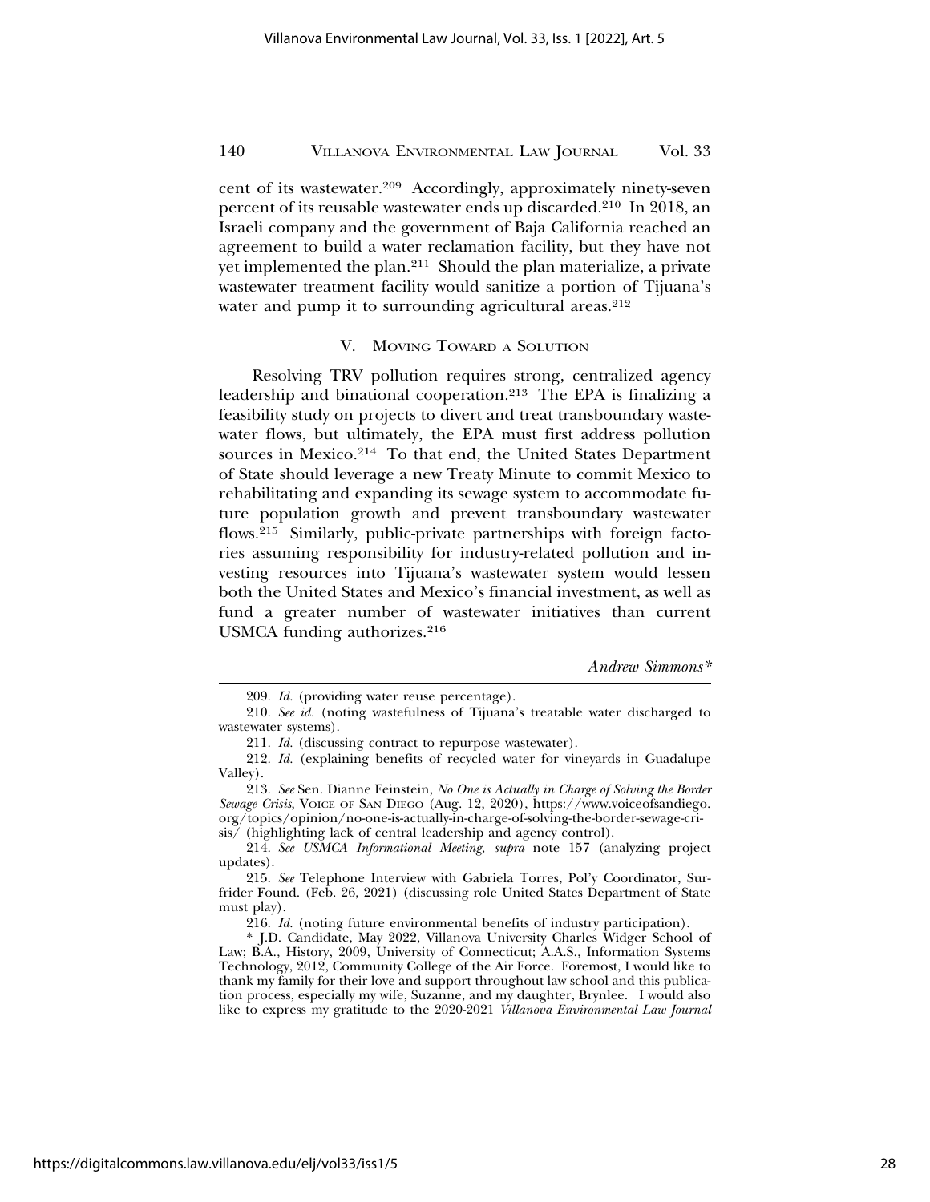cent of its wastewater.[209] Accordingly, approximately ninety-seven percent of its reusable wastewater ends up discarded.[210] In 2018, an Israeli company and the government of Baja California reached an agreement to build a water reclamation facility, but they have not yet implemented the plan.[211] Should the plan materialize, a private wastewater treatment facility would sanitize a portion of Tijuana's water and pump it to surrounding agricultural areas.[212]

## V. Moving Toward a Solution

Resolving TRV pollution requires strong, centralized agency leadership and binational cooperation.[213] The EPA is finalizing a feasibility study on projects to divert and treat transboundary wastewater flows, but ultimately, the EPA must first address pollution sources in Mexico.[214] To that end, the United States Department of State should leverage a new Treaty Minute to commit Mexico to rehabilitating and expanding its sewage system to accommodate future population growth and prevent transboundary wastewater flows.[215] Similarly, public-private partnerships with foreign factories assuming responsibility for industry-related pollution and investing resources into Tijuana's wastewater system would lessen both the United States and Mexico's financial investment, as well as fund a greater number of wastewater initiatives than current USMCA funding authorizes.[216]

*Andrew Simmons**

---

209. *Id.* (providing water reuse percentage).

210. *See id.* (noting wastefulness of Tijuana's treatable water discharged to wastewater systems).

211. *Id.* (discussing contract to repurpose wastewater).

212. *Id.* (explaining benefits of recycled water for vineyards in Guadalupe Valley).

213. *See* Sen. Dianne Feinstein, *No One is Actually in Charge of Solving the Border Sewage Crisis,* Voice of San Diego (Aug. 12, 2020), https://www.voiceofsandiego.org/topics/opinion/no-one-is-actually-in-charge-of-solving-the-border-sewage-crisis/ (highlighting lack of central leadership and agency control).

214. *See USMCA Informational Meeting*, *supra* note 157 (analyzing project updates).

215. *See* Telephone Interview with Gabriela Torres, Pol'y Coordinator, Surfrider Found. (Feb. 26, 2021) (discussing role United States Department of State must play).

216. *Id.* (noting future environmental benefits of industry participation).

\* J.D. Candidate, May 2022, Villanova University Charles Widger School of Law; B.A., History, 2009, University of Connecticut; A.A.S., Information Systems Technology, 2012, Community College of the Air Force. Foremost, I would like to thank my family for their love and support throughout law school and this publication process, especially my wife, Suzanne, and my daughter, Brynlee. I would also like to express my gratitude to the 2020-2021 *Villanova Environmental Law Journal*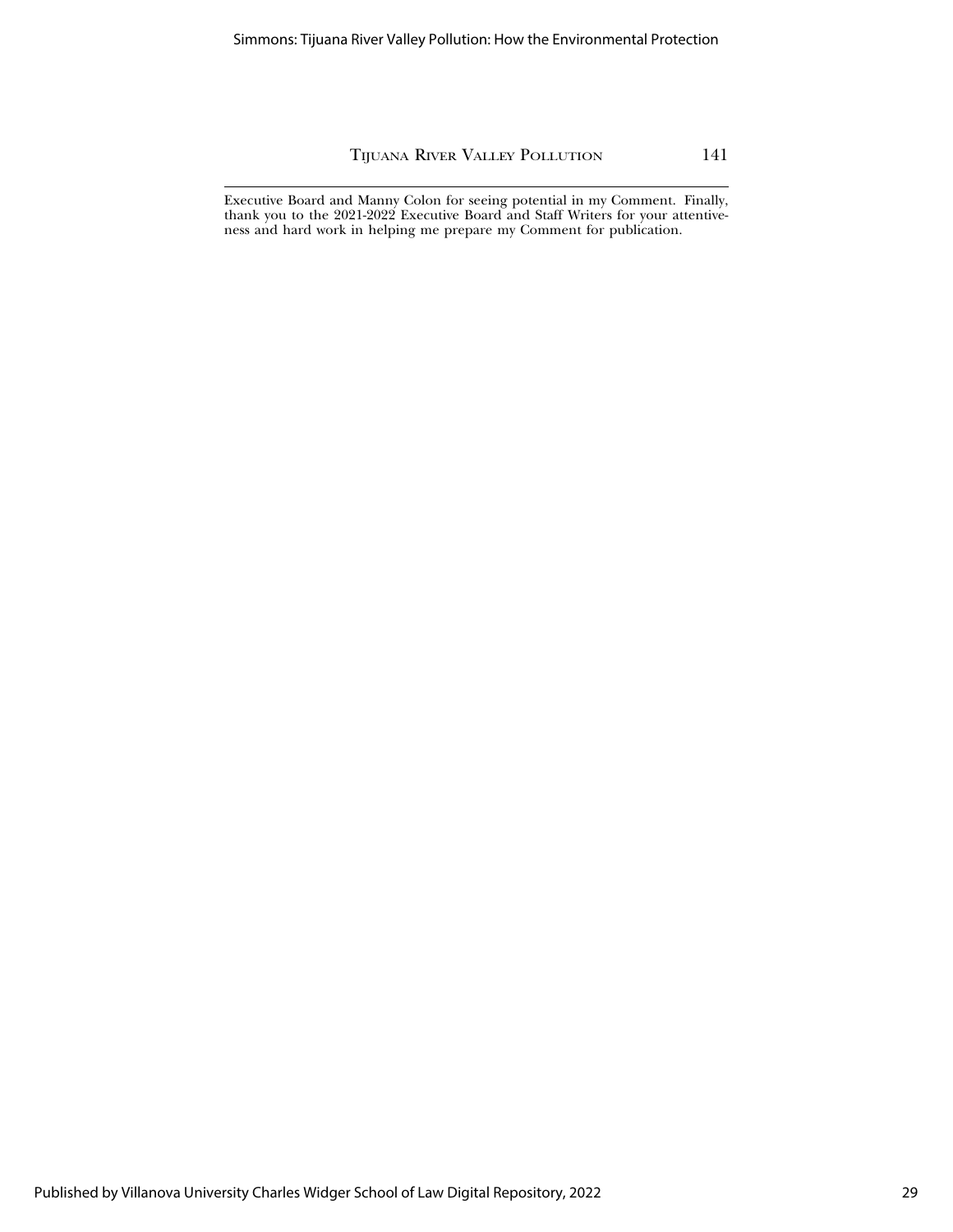Executive Board and Manny Colon for seeing potential in my Comment. Finally, thank you to the 2021-2022 Executive Board and Staff Writers for your attentiveness and hard work in helping me prepare my Comment for publication.